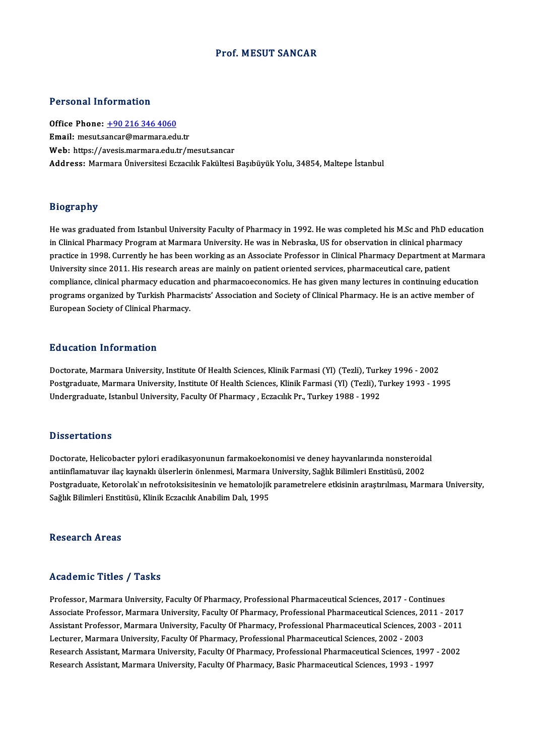# Prof. MESUT SANCAR

## Personal Information

**Office Phone:** +90 216 346 4060
**Email:** mesut.sancar@marmara.edu.tr
**Web:** https://avesis.marmara.edu.tr/mesut.sancar
**Address:** Marmara Üniversitesi Eczacılık Fakültesi Başıbüyük Yolu, 34854, Maltepe İstanbul

## Biography

He was graduated from Istanbul University Faculty of Pharmacy in 1992. He was completed his M.Sc and PhD education in Clinical Pharmacy Program at Marmara University. He was in Nebraska, US for observation in clinical pharmacy practice in 1998. Currently he has been working as an Associate Professor in Clinical Pharmacy Department at Marmara University since 2011. His research areas are mainly on patient oriented services, pharmaceutical care, patient compliance, clinical pharmacy education and pharmacoeconomics. He has given many lectures in continuing education programs organized by Turkish Pharmacists' Association and Society of Clinical Pharmacy. He is an active member of European Society of Clinical Pharmacy.

## Education Information

Doctorate, Marmara University, Institute Of Health Sciences, Klinik Farmasi (Yl) (Tezli), Turkey 1996 - 2002
Postgraduate, Marmara University, Institute Of Health Sciences, Klinik Farmasi (Yl) (Tezli), Turkey 1993 - 1995
Undergraduate, Istanbul University, Faculty Of Pharmacy , Eczacılık Pr., Turkey 1988 - 1992

## Dissertations

Doctorate, Helicobacter pylori eradikasyonunun farmakoekonomisi ve deney hayvanlarında nonsteroidal antiinflamatuvar ilaç kaynaklı ülserlerin önlenmesi, Marmara University, Sağlık Bilimleri Enstitüsü, 2002
Postgraduate, Ketorolak`ın nefrotoksisitesinin ve hematolojik parametrelere etkisinin araştırılması, Marmara University, Sağlık Bilimleri Enstitüsü, Klinik Eczacılık Anabilim Dalı, 1995

## Research Areas

## Academic Titles / Tasks

Professor, Marmara University, Faculty Of Pharmacy, Professional Pharmaceutical Sciences, 2017 - Continues
Associate Professor, Marmara University, Faculty Of Pharmacy, Professional Pharmaceutical Sciences, 2011 - 2017
Assistant Professor, Marmara University, Faculty Of Pharmacy, Professional Pharmaceutical Sciences, 2003 - 2011
Lecturer, Marmara University, Faculty Of Pharmacy, Professional Pharmaceutical Sciences, 2002 - 2003
Research Assistant, Marmara University, Faculty Of Pharmacy, Professional Pharmaceutical Sciences, 1997 - 2002
Research Assistant, Marmara University, Faculty Of Pharmacy, Basic Pharmaceutical Sciences, 1993 - 1997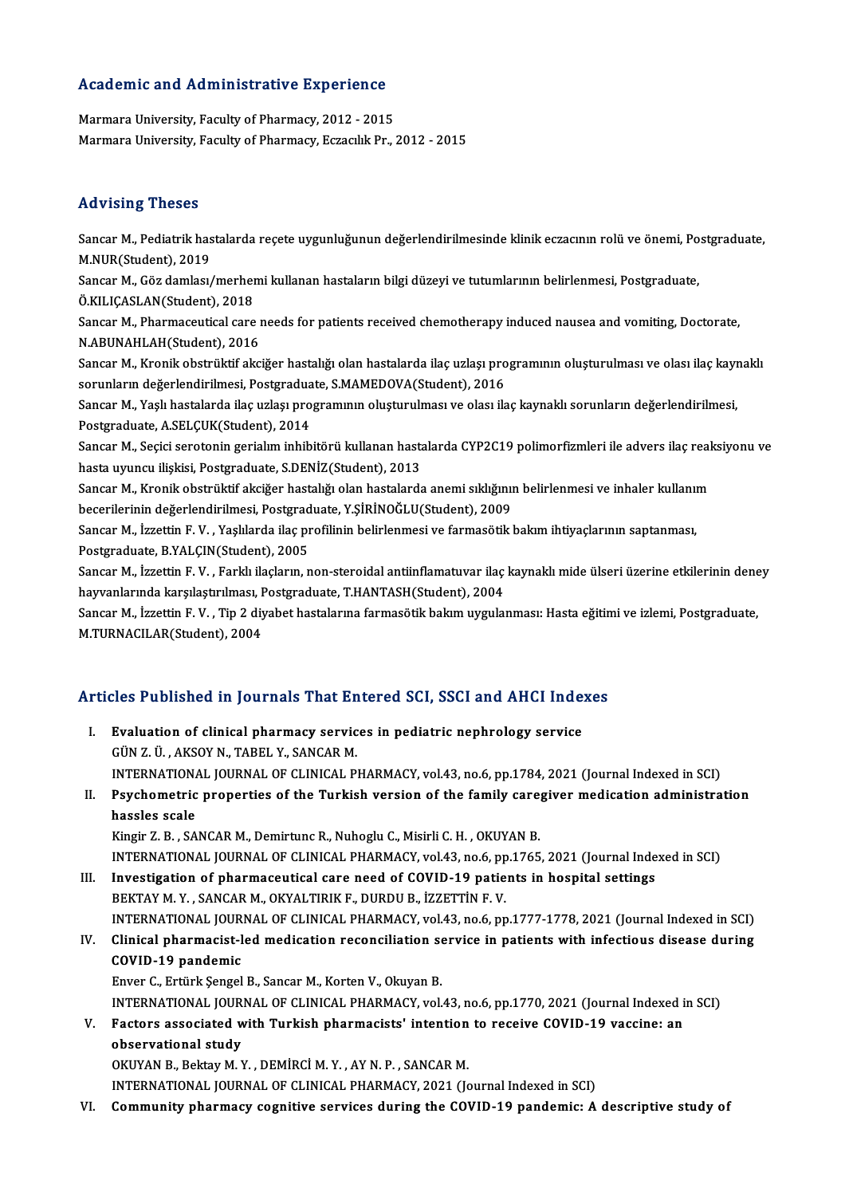## Academic and Administrative Experience

Marmara University, Faculty of Pharmacy, 2012 - 2015

Marmara University, Faculty of Pharmacy, Eczacılık Pr., 2012 - 2015

## Advising Theses

Sancar M., Pediatrik hastalarda reçete uygunluğunun değerlendirilmesinde klinik eczacının rolü ve önemi, Postgraduate, M.NUR(Student), 2019

Sancar M., Göz damlası/merhemi kullanan hastaların bilgi düzeyi ve tutumlarının belirlenmesi, Postgraduate, Ö.KILIÇASLAN(Student), 2018

Sancar M., Pharmaceutical care needs for patients received chemotherapy induced nausea and vomiting, Doctorate, N.ABUNAHLAH(Student), 2016

Sancar M., Kronik obstrüktif akciğer hastalığı olan hastalarda ilaç uzlaşı programının oluşturulması ve olası ilaç kaynaklı sorunların değerlendirilmesi, Postgraduate, S.MAMEDOVA(Student), 2016

Sancar M., Yaşlı hastalarda ilaç uzlaşı programının oluşturulması ve olası ilaç kaynaklı sorunların değerlendirilmesi, Postgraduate, A.SELÇUK(Student), 2014

Sancar M., Seçici serotonin gerialım inhibitörü kullanan hastalarda CYP2C19 polimorfizmleri ile advers ilaç reaksiyonu ve hasta uyuncu ilişkisi, Postgraduate, S.DENİZ(Student), 2013

Sancar M., Kronik obstrüktif akciğer hastalığı olan hastalarda anemi sıklığının belirlenmesi ve inhaler kullanım becerilerinin değerlendirilmesi, Postgraduate, Y.ŞİRİNOĞLU(Student), 2009

Sancar M., İzzettin F. V. , Yaşlılarda ilaç profilinin belirlenmesi ve farmasötik bakım ihtiyaçlarının saptanması, Postgraduate, B.YALÇIN(Student), 2005

Sancar M., İzzettin F. V. , Farklı ilaçların, non-steroidal antiinflamatuvar ilaç kaynaklı mide ülseri üzerine etkilerinin deney hayvanlarında karşılaştırılması, Postgraduate, T.HANTASH(Student), 2004

Sancar M., İzzettin F. V. , Tip 2 diyabet hastalarına farmasötik bakım uygulanması: Hasta eğitimi ve izlemi, Postgraduate, M.TURNACILAR(Student), 2004

## Articles Published in Journals That Entered SCI, SSCI and AHCI Indexes

I. **Evaluation of clinical pharmacy services in pediatric nephrology service**
GÜN Z. Ü. , AKSOY N., TABEL Y., SANCAR M.
INTERNATIONAL JOURNAL OF CLINICAL PHARMACY, vol.43, no.6, pp.1784, 2021 (Journal Indexed in SCI)

II. **Psychometric properties of the Turkish version of the family caregiver medication administration hassles scale**
Kingir Z. B. , SANCAR M., Demirtunc R., Nuhoglu C., Misirli C. H. , OKUYAN B.
INTERNATIONAL JOURNAL OF CLINICAL PHARMACY, vol.43, no.6, pp.1765, 2021 (Journal Indexed in SCI)

III. **Investigation of pharmaceutical care need of COVID-19 patients in hospital settings**
BEKTAY M. Y. , SANCAR M., OKYALTIRIK F., DURDU B., İZZETTİN F. V.
INTERNATIONAL JOURNAL OF CLINICAL PHARMACY, vol.43, no.6, pp.1777-1778, 2021 (Journal Indexed in SCI)

IV. **Clinical pharmacist-led medication reconciliation service in patients with infectious disease during COVID-19 pandemic**
Enver C., Ertürk Şengel B., Sancar M., Korten V., Okuyan B.
INTERNATIONAL JOURNAL OF CLINICAL PHARMACY, vol.43, no.6, pp.1770, 2021 (Journal Indexed in SCI)

V. **Factors associated with Turkish pharmacists' intention to receive COVID-19 vaccine: an observational study**
OKUYAN B., Bektay M. Y. , DEMİRCİ M. Y. , AY N. P. , SANCAR M.
INTERNATIONAL JOURNAL OF CLINICAL PHARMACY, 2021 (Journal Indexed in SCI)

VI. **Community pharmacy cognitive services during the COVID-19 pandemic: A descriptive study of**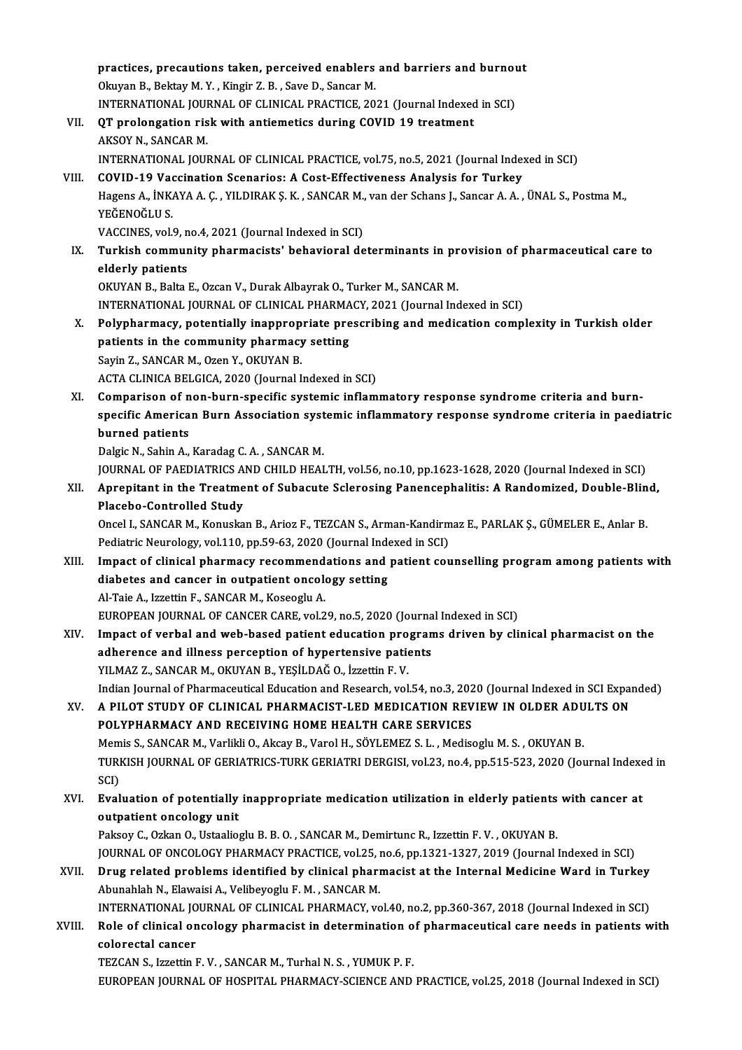practices, precautions taken, perceived enablers and barriers and burnout
Okuyan B., Bektay M. Y. , Kingir Z. B. , Save D., Sancar M.
INTERNATIONAL JOURNAL OF CLINICAL PRACTICE, 2021 (Journal Indexed in SCI)

VII. **QT prolongation risk with antiemetics during COVID 19 treatment**
AKSOY N., SANCAR M.
INTERNATIONAL JOURNAL OF CLINICAL PRACTICE, vol.75, no.5, 2021 (Journal Indexed in SCI)

VIII. **COVID-19 Vaccination Scenarios: A Cost-Effectiveness Analysis for Turkey**
Hagens A., İNKAYA A. Ç. , YILDIRAK Ş. K. , SANCAR M., van der Schans J., Sancar A. A. , ÜNAL S., Postma M., YEĞENOĞLU S.
VACCINES, vol.9, no.4, 2021 (Journal Indexed in SCI)

IX. **Turkish community pharmacists' behavioral determinants in provision of pharmaceutical care to elderly patients**
OKUYAN B., Balta E., Ozcan V., Durak Albayrak O., Turker M., SANCAR M.
INTERNATIONAL JOURNAL OF CLINICAL PHARMACY, 2021 (Journal Indexed in SCI)

X. **Polypharmacy, potentially inappropriate prescribing and medication complexity in Turkish older patients in the community pharmacy setting**
Sayin Z., SANCAR M., Ozen Y., OKUYAN B.
ACTA CLINICA BELGICA, 2020 (Journal Indexed in SCI)

XI. **Comparison of non-burn-specific systemic inflammatory response syndrome criteria and burn-specific American Burn Association systemic inflammatory response syndrome criteria in paediatric burned patients**
Dalgic N., Sahin A., Karadag C. A. , SANCAR M.
JOURNAL OF PAEDIATRICS AND CHILD HEALTH, vol.56, no.10, pp.1623-1628, 2020 (Journal Indexed in SCI)

XII. **Aprepitant in the Treatment of Subacute Sclerosing Panencephalitis: A Randomized, Double-Blind, Placebo-Controlled Study**
Oncel I., SANCAR M., Konuskan B., Arioz F., TEZCAN S., Arman-Kandirmaz E., PARLAK Ş., GÜMELER E., Anlar B.
Pediatric Neurology, vol.110, pp.59-63, 2020 (Journal Indexed in SCI)

XIII. **Impact of clinical pharmacy recommendations and patient counselling program among patients with diabetes and cancer in outpatient oncology setting**
Al-Taie A., Izzettin F., SANCAR M., Koseoglu A.
EUROPEAN JOURNAL OF CANCER CARE, vol.29, no.5, 2020 (Journal Indexed in SCI)

XIV. **Impact of verbal and web-based patient education programs driven by clinical pharmacist on the adherence and illness perception of hypertensive patients**
YILMAZ Z., SANCAR M., OKUYAN B., YEŞİLDAĞ O., İzzettin F. V.
Indian Journal of Pharmaceutical Education and Research, vol.54, no.3, 2020 (Journal Indexed in SCI Expanded)

XV. **A PILOT STUDY OF CLINICAL PHARMACIST-LED MEDICATION REVIEW IN OLDER ADULTS ON POLYPHARMACY AND RECEIVING HOME HEALTH CARE SERVICES**
Memis S., SANCAR M., Varlikli O., Akcay B., Varol H., SÖYLEMEZ S. L. , Medisoglu M. S. , OKUYAN B.
TURKISH JOURNAL OF GERIATRICS-TURK GERIATRI DERGISI, vol.23, no.4, pp.515-523, 2020 (Journal Indexed in SCI)

XVI. **Evaluation of potentially inappropriate medication utilization in elderly patients with cancer at outpatient oncology unit**
Paksoy C., Ozkan O., Ustaalioglu B. B. O. , SANCAR M., Demirtunc R., Izzettin F. V. , OKUYAN B.
JOURNAL OF ONCOLOGY PHARMACY PRACTICE, vol.25, no.6, pp.1321-1327, 2019 (Journal Indexed in SCI)

XVII. **Drug related problems identified by clinical pharmacist at the Internal Medicine Ward in Turkey**
Abunahlah N., Elawaisi A., Velibeyoglu F. M. , SANCAR M.
INTERNATIONAL JOURNAL OF CLINICAL PHARMACY, vol.40, no.2, pp.360-367, 2018 (Journal Indexed in SCI)

XVIII. **Role of clinical oncology pharmacist in determination of pharmaceutical care needs in patients with colorectal cancer**
TEZCAN S., Izzettin F. V. , SANCAR M., Turhal N. S. , YUMUK P. F.
EUROPEAN JOURNAL OF HOSPITAL PHARMACY-SCIENCE AND PRACTICE, vol.25, 2018 (Journal Indexed in SCI)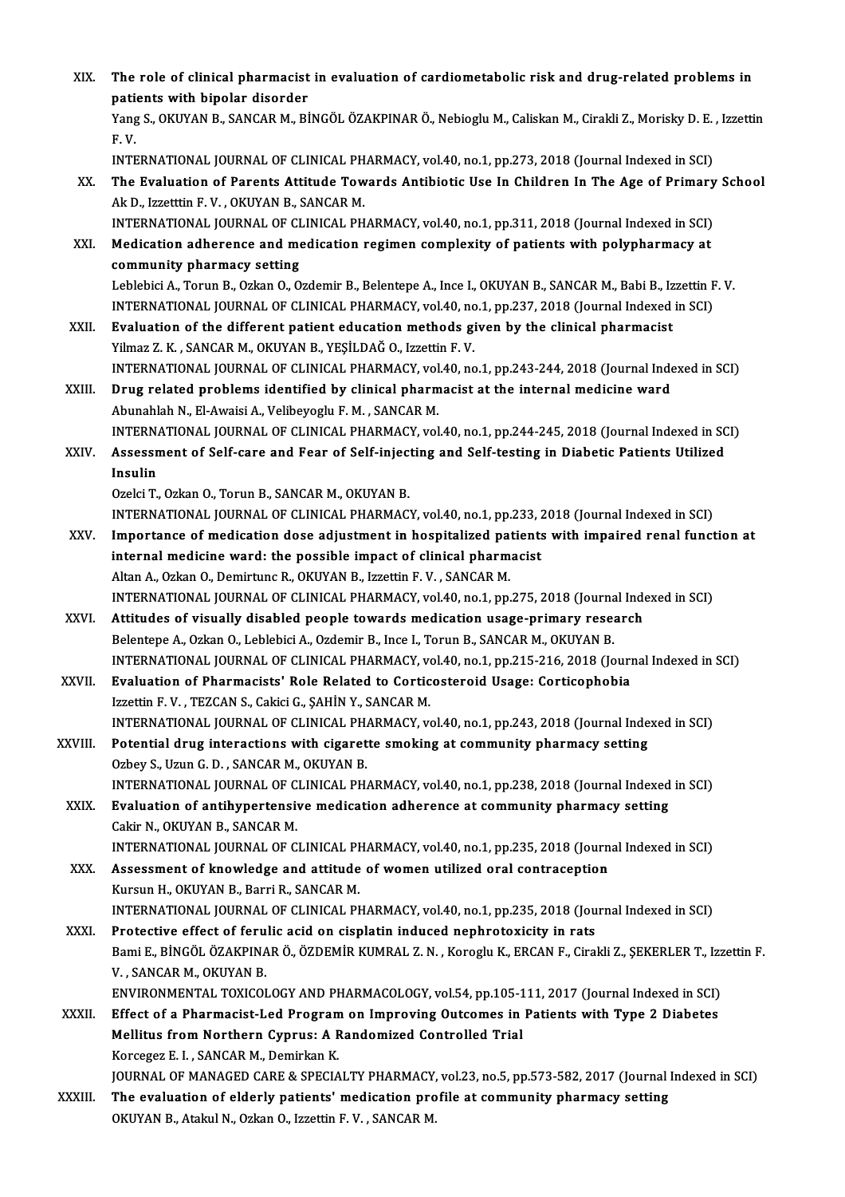XIX. **The role of clinical pharmacist in evaluation of cardiometabolic risk and drug-related problems in patients with bipolar disorder**
Yang S., OKUYAN B., SANCAR M., BİNGÖL ÖZAKPINAR Ö., Nebioglu M., Caliskan M., Cirakli Z., Morisky D. E. , Izzettin F. V.
INTERNATIONAL JOURNAL OF CLINICAL PHARMACY, vol.40, no.1, pp.273, 2018 (Journal Indexed in SCI)

XX. **The Evaluation of Parents Attitude Towards Antibiotic Use In Children In The Age of Primary School**
Ak D., Izzetttin F. V. , OKUYAN B., SANCAR M.
INTERNATIONAL JOURNAL OF CLINICAL PHARMACY, vol.40, no.1, pp.311, 2018 (Journal Indexed in SCI)

XXI. **Medication adherence and medication regimen complexity of patients with polypharmacy at community pharmacy setting**
Leblebici A., Torun B., Ozkan O., Ozdemir B., Belentepe A., Ince I., OKUYAN B., SANCAR M., Babi B., Izzettin F. V.
INTERNATIONAL JOURNAL OF CLINICAL PHARMACY, vol.40, no.1, pp.237, 2018 (Journal Indexed in SCI)

XXII. **Evaluation of the different patient education methods given by the clinical pharmacist**
Yilmaz Z. K. , SANCAR M., OKUYAN B., YEŞİLDAĞ O., Izzettin F. V.
INTERNATIONAL JOURNAL OF CLINICAL PHARMACY, vol.40, no.1, pp.243-244, 2018 (Journal Indexed in SCI)

XXIII. **Drug related problems identified by clinical pharmacist at the internal medicine ward**
Abunahlah N., El-Awaisi A., Velibeyoglu F. M. , SANCAR M.
INTERNATIONAL JOURNAL OF CLINICAL PHARMACY, vol.40, no.1, pp.244-245, 2018 (Journal Indexed in SCI)

XXIV. **Assessment of Self-care and Fear of Self-injecting and Self-testing in Diabetic Patients Utilized Insulin**
Ozelci T., Ozkan O., Torun B., SANCAR M., OKUYAN B.
INTERNATIONAL JOURNAL OF CLINICAL PHARMACY, vol.40, no.1, pp.233, 2018 (Journal Indexed in SCI)

XXV. **Importance of medication dose adjustment in hospitalized patients with impaired renal function at internal medicine ward: the possible impact of clinical pharmacist**
Altan A., Ozkan O., Demirtunc R., OKUYAN B., Izzettin F. V. , SANCAR M.
INTERNATIONAL JOURNAL OF CLINICAL PHARMACY, vol.40, no.1, pp.275, 2018 (Journal Indexed in SCI)

XXVI. **Attitudes of visually disabled people towards medication usage-primary research**
Belentepe A., Ozkan O., Leblebici A., Ozdemir B., Ince I., Torun B., SANCAR M., OKUYAN B.
INTERNATIONAL JOURNAL OF CLINICAL PHARMACY, vol.40, no.1, pp.215-216, 2018 (Journal Indexed in SCI)

XXVII. **Evaluation of Pharmacists' Role Related to Corticosteroid Usage: Corticophobia**
Izzettin F. V. , TEZCAN S., Cakici G., ŞAHİN Y., SANCAR M.
INTERNATIONAL JOURNAL OF CLINICAL PHARMACY, vol.40, no.1, pp.243, 2018 (Journal Indexed in SCI)

XXVIII. **Potential drug interactions with cigarette smoking at community pharmacy setting**
Ozbey S., Uzun G. D. , SANCAR M., OKUYAN B.
INTERNATIONAL JOURNAL OF CLINICAL PHARMACY, vol.40, no.1, pp.238, 2018 (Journal Indexed in SCI)

XXIX. **Evaluation of antihypertensive medication adherence at community pharmacy setting**
Cakir N., OKUYAN B., SANCAR M.
INTERNATIONAL JOURNAL OF CLINICAL PHARMACY, vol.40, no.1, pp.235, 2018 (Journal Indexed in SCI)

XXX. **Assessment of knowledge and attitude of women utilized oral contraception**
Kursun H., OKUYAN B., Barri R., SANCAR M.
INTERNATIONAL JOURNAL OF CLINICAL PHARMACY, vol.40, no.1, pp.235, 2018 (Journal Indexed in SCI)

XXXI. **Protective effect of ferulic acid on cisplatin induced nephrotoxicity in rats**
Bami E., BİNGÖL ÖZAKPINAR Ö., ÖZDEMİR KUMRAL Z. N. , Koroglu K., ERCAN F., Cirakli Z., ŞEKERLER T., Izzettin F. V. , SANCAR M., OKUYAN B.
ENVIRONMENTAL TOXICOLOGY AND PHARMACOLOGY, vol.54, pp.105-111, 2017 (Journal Indexed in SCI)

XXXII. **Effect of a Pharmacist-Led Program on Improving Outcomes in Patients with Type 2 Diabetes Mellitus from Northern Cyprus: A Randomized Controlled Trial**
Korcegez E. I. , SANCAR M., Demirkan K.
JOURNAL OF MANAGED CARE & SPECIALTY PHARMACY, vol.23, no.5, pp.573-582, 2017 (Journal Indexed in SCI)

XXXIII. **The evaluation of elderly patients' medication profile at community pharmacy setting**
OKUYAN B., Atakul N., Ozkan O., Izzettin F. V. , SANCAR M.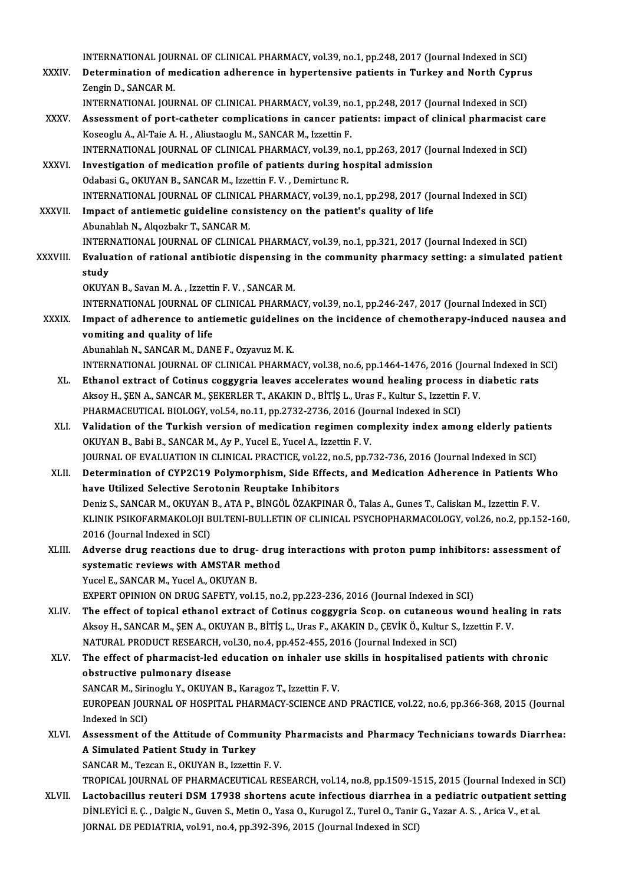INTERNATIONAL JOURNAL OF CLINICAL PHARMACY, vol.39, no.1, pp.248, 2017 (Journal Indexed in SCI)

XXXIV. **Determination of medication adherence in hypertensive patients in Turkey and North Cyprus**
Zengin D., SANCAR M.
INTERNATIONAL JOURNAL OF CLINICAL PHARMACY, vol.39, no.1, pp.248, 2017 (Journal Indexed in SCI)

XXXV. **Assessment of port-catheter complications in cancer patients: impact of clinical pharmacist care**
Koseoglu A., Al-Taie A. H. , Aliustaoglu M., SANCAR M., Izzettin F.
INTERNATIONAL JOURNAL OF CLINICAL PHARMACY, vol.39, no.1, pp.263, 2017 (Journal Indexed in SCI)

XXXVI. **Investigation of medication profile of patients during hospital admission**
Odabasi G., OKUYAN B., SANCAR M., Izzettin F. V. , Demirtunc R.
INTERNATIONAL JOURNAL OF CLINICAL PHARMACY, vol.39, no.1, pp.298, 2017 (Journal Indexed in SCI)

XXXVII. **Impact of antiemetic guideline consistency on the patient's quality of life**
Abunahlah N., Alqozbakr T., SANCAR M.
INTERNATIONAL JOURNAL OF CLINICAL PHARMACY, vol.39, no.1, pp.321, 2017 (Journal Indexed in SCI)

XXXVIII. **Evaluation of rational antibiotic dispensing in the community pharmacy setting: a simulated patient study**
OKUYAN B., Savan M. A. , Izzettin F. V. , SANCAR M.
INTERNATIONAL JOURNAL OF CLINICAL PHARMACY, vol.39, no.1, pp.246-247, 2017 (Journal Indexed in SCI)

XXXIX. **Impact of adherence to antiemetic guidelines on the incidence of chemotherapy-induced nausea and vomiting and quality of life**
Abunahlah N., SANCAR M., DANE F., Ozyavuz M. K.
INTERNATIONAL JOURNAL OF CLINICAL PHARMACY, vol.38, no.6, pp.1464-1476, 2016 (Journal Indexed in SCI)

XL. **Ethanol extract of Cotinus coggygria leaves accelerates wound healing process in diabetic rats**
Aksoy H., ŞEN A., SANCAR M., ŞEKERLER T., AKAKIN D., BİTİŞ L., Uras F., Kultur S., Izzettin F. V.
PHARMACEUTICAL BIOLOGY, vol.54, no.11, pp.2732-2736, 2016 (Journal Indexed in SCI)

XLI. **Validation of the Turkish version of medication regimen complexity index among elderly patients**
OKUYAN B., Babi B., SANCAR M., Ay P., Yucel E., Yucel A., Izzettin F. V.
JOURNAL OF EVALUATION IN CLINICAL PRACTICE, vol.22, no.5, pp.732-736, 2016 (Journal Indexed in SCI)

XLII. **Determination of CYP2C19 Polymorphism, Side Effects, and Medication Adherence in Patients Who have Utilized Selective Serotonin Reuptake Inhibitors**
Deniz S., SANCAR M., OKUYAN B., ATA P., BİNGÖL ÖZAKPINAR Ö., Talas A., Gunes T., Caliskan M., Izzettin F. V.
KLINIK PSIKOFARMAKOLOJI BULTENI-BULLETIN OF CLINICAL PSYCHOPHARMACOLOGY, vol.26, no.2, pp.152-160, 2016 (Journal Indexed in SCI)

XLIII. **Adverse drug reactions due to drug- drug interactions with proton pump inhibitors: assessment of systematic reviews with AMSTAR method**
Yucel E., SANCAR M., Yucel A., OKUYAN B.
EXPERT OPINION ON DRUG SAFETY, vol.15, no.2, pp.223-236, 2016 (Journal Indexed in SCI)

XLIV. **The effect of topical ethanol extract of Cotinus coggygria Scop. on cutaneous wound healing in rats**
Aksoy H., SANCAR M., ŞEN A., OKUYAN B., BİTİŞ L., Uras F., AKAKIN D., ÇEVİK Ö., Kultur S., Izzettin F. V.
NATURAL PRODUCT RESEARCH, vol.30, no.4, pp.452-455, 2016 (Journal Indexed in SCI)

XLV. **The effect of pharmacist-led education on inhaler use skills in hospitalised patients with chronic obstructive pulmonary disease**
SANCAR M., Sirinoglu Y., OKUYAN B., Karagoz T., Izzettin F. V.
EUROPEAN JOURNAL OF HOSPITAL PHARMACY-SCIENCE AND PRACTICE, vol.22, no.6, pp.366-368, 2015 (Journal Indexed in SCI)

XLVI. **Assessment of the Attitude of Community Pharmacists and Pharmacy Technicians towards Diarrhea: A Simulated Patient Study in Turkey**
SANCAR M., Tezcan E., OKUYAN B., Izzettin F. V.
TROPICAL JOURNAL OF PHARMACEUTICAL RESEARCH, vol.14, no.8, pp.1509-1515, 2015 (Journal Indexed in SCI)

XLVII. **Lactobacillus reuteri DSM 17938 shortens acute infectious diarrhea in a pediatric outpatient setting**
DİNLEYİCİ E. Ç. , Dalgic N., Guven S., Metin O., Yasa O., Kurugol Z., Turel O., Tanir G., Yazar A. S. , Arica V., et al.
JORNAL DE PEDIATRIA, vol.91, no.4, pp.392-396, 2015 (Journal Indexed in SCI)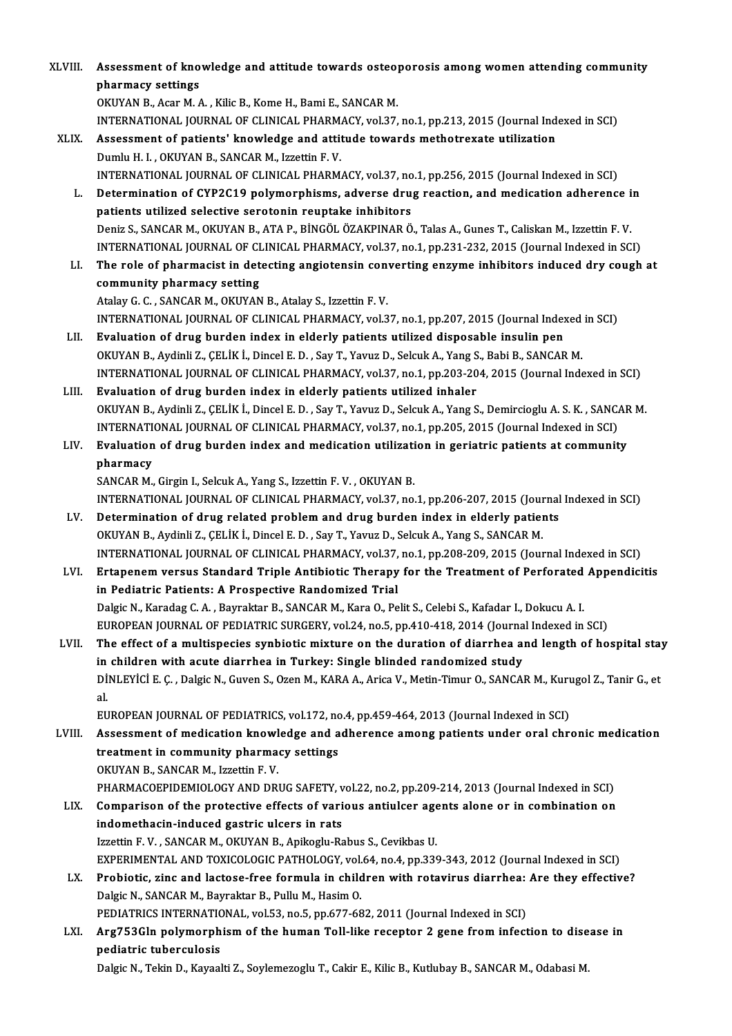XLVIII. **Assessment of knowledge and attitude towards osteoporosis among women attending community pharmacy settings**
OKUYAN B., Acar M. A. , Kilic B., Kome H., Bami E., SANCAR M.
INTERNATIONAL JOURNAL OF CLINICAL PHARMACY, vol.37, no.1, pp.213, 2015 (Journal Indexed in SCI)

XLIX. **Assessment of patients' knowledge and attitude towards methotrexate utilization**
Dumlu H. I. , OKUYAN B., SANCAR M., Izzettin F. V.
INTERNATIONAL JOURNAL OF CLINICAL PHARMACY, vol.37, no.1, pp.256, 2015 (Journal Indexed in SCI)

L. **Determination of CYP2C19 polymorphisms, adverse drug reaction, and medication adherence in patients utilized selective serotonin reuptake inhibitors**
Deniz S., SANCAR M., OKUYAN B., ATA P., BİNGÖL ÖZAKPINAR Ö., Talas A., Gunes T., Caliskan M., Izzettin F. V.
INTERNATIONAL JOURNAL OF CLINICAL PHARMACY, vol.37, no.1, pp.231-232, 2015 (Journal Indexed in SCI)

LI. **The role of pharmacist in detecting angiotensin converting enzyme inhibitors induced dry cough at community pharmacy setting**
Atalay G. C. , SANCAR M., OKUYAN B., Atalay S., Izzettin F. V.
INTERNATIONAL JOURNAL OF CLINICAL PHARMACY, vol.37, no.1, pp.207, 2015 (Journal Indexed in SCI)

LII. **Evaluation of drug burden index in elderly patients utilized disposable insulin pen**
OKUYAN B., Aydinli Z., ÇELİK İ., Dincel E. D. , Say T., Yavuz D., Selcuk A., Yang S., Babi B., SANCAR M.
INTERNATIONAL JOURNAL OF CLINICAL PHARMACY, vol.37, no.1, pp.203-204, 2015 (Journal Indexed in SCI)

LIII. **Evaluation of drug burden index in elderly patients utilized inhaler**
OKUYAN B., Aydinli Z., ÇELİK İ., Dincel E. D. , Say T., Yavuz D., Selcuk A., Yang S., Demircioglu A. S. K. , SANCAR M.
INTERNATIONAL JOURNAL OF CLINICAL PHARMACY, vol.37, no.1, pp.205, 2015 (Journal Indexed in SCI)

LIV. **Evaluation of drug burden index and medication utilization in geriatric patients at community pharmacy**
SANCAR M., Girgin I., Selcuk A., Yang S., Izzettin F. V. , OKUYAN B.
INTERNATIONAL JOURNAL OF CLINICAL PHARMACY, vol.37, no.1, pp.206-207, 2015 (Journal Indexed in SCI)

LV. **Determination of drug related problem and drug burden index in elderly patients**
OKUYAN B., Aydinli Z., ÇELİK İ., Dincel E. D. , Say T., Yavuz D., Selcuk A., Yang S., SANCAR M.
INTERNATIONAL JOURNAL OF CLINICAL PHARMACY, vol.37, no.1, pp.208-209, 2015 (Journal Indexed in SCI)

LVI. **Ertapenem versus Standard Triple Antibiotic Therapy for the Treatment of Perforated Appendicitis in Pediatric Patients: A Prospective Randomized Trial**
Dalgic N., Karadag C. A. , Bayraktar B., SANCAR M., Kara O., Pelit S., Celebi S., Kafadar I., Dokucu A. I.
EUROPEAN JOURNAL OF PEDIATRIC SURGERY, vol.24, no.5, pp.410-418, 2014 (Journal Indexed in SCI)

LVII. **The effect of a multispecies synbiotic mixture on the duration of diarrhea and length of hospital stay in children with acute diarrhea in Turkey: Single blinded randomized study**
DİNLEYİCİ E. Ç. , Dalgic N., Guven S., Ozen M., KARA A., Arica V., Metin-Timur O., SANCAR M., Kurugol Z., Tanir G., et al.
EUROPEAN JOURNAL OF PEDIATRICS, vol.172, no.4, pp.459-464, 2013 (Journal Indexed in SCI)

LVIII. **Assessment of medication knowledge and adherence among patients under oral chronic medication treatment in community pharmacy settings**
OKUYAN B., SANCAR M., Izzettin F. V.
PHARMACOEPIDEMIOLOGY AND DRUG SAFETY, vol.22, no.2, pp.209-214, 2013 (Journal Indexed in SCI)

LIX. **Comparison of the protective effects of various antiulcer agents alone or in combination on indomethacin-induced gastric ulcers in rats**
Izzettin F. V. , SANCAR M., OKUYAN B., Apikoglu-Rabus S., Cevikbas U.
EXPERIMENTAL AND TOXICOLOGIC PATHOLOGY, vol.64, no.4, pp.339-343, 2012 (Journal Indexed in SCI)

LX. **Probiotic, zinc and lactose-free formula in children with rotavirus diarrhea: Are they effective?**
Dalgic N., SANCAR M., Bayraktar B., Pullu M., Hasim O.
PEDIATRICS INTERNATIONAL, vol.53, no.5, pp.677-682, 2011 (Journal Indexed in SCI)

LXI. **Arg753Gln polymorphism of the human Toll-like receptor 2 gene from infection to disease in pediatric tuberculosis**
Dalgic N., Tekin D., Kayaalti Z., Soylemezoglu T., Cakir E., Kilic B., Kutlubay B., SANCAR M., Odabasi M.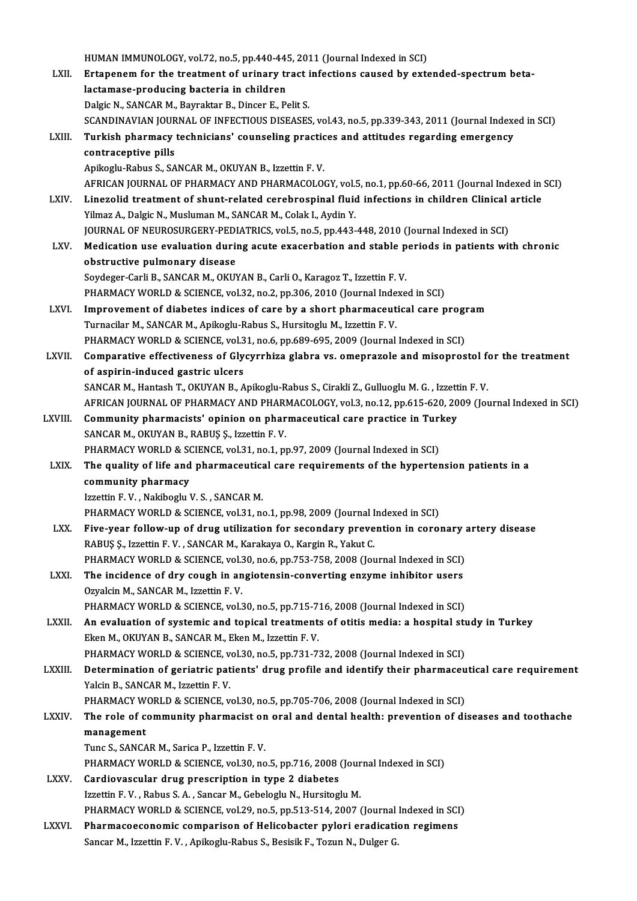HUMAN IMMUNOLOGY, vol.72, no.5, pp.440-445, 2011 (Journal Indexed in SCI)

LXII. **Ertapenem for the treatment of urinary tract infections caused by extended-spectrum beta-lactamase-producing bacteria in children**
Dalgic N., SANCAR M., Bayraktar B., Dincer E., Pelit S.
SCANDINAVIAN JOURNAL OF INFECTIOUS DISEASES, vol.43, no.5, pp.339-343, 2011 (Journal Indexed in SCI)

LXIII. **Turkish pharmacy technicians' counseling practices and attitudes regarding emergency contraceptive pills**
Apikoglu-Rabus S., SANCAR M., OKUYAN B., Izzettin F. V.
AFRICAN JOURNAL OF PHARMACY AND PHARMACOLOGY, vol.5, no.1, pp.60-66, 2011 (Journal Indexed in SCI)

LXIV. **Linezolid treatment of shunt-related cerebrospinal fluid infections in children Clinical article**
Yilmaz A., Dalgic N., Musluman M., SANCAR M., Colak I., Aydin Y.
JOURNAL OF NEUROSURGERY-PEDIATRICS, vol.5, no.5, pp.443-448, 2010 (Journal Indexed in SCI)

LXV. **Medication use evaluation during acute exacerbation and stable periods in patients with chronic obstructive pulmonary disease**
Soydeger-Carli B., SANCAR M., OKUYAN B., Carli O., Karagoz T., Izzettin F. V.
PHARMACY WORLD & SCIENCE, vol.32, no.2, pp.306, 2010 (Journal Indexed in SCI)

LXVI. **Improvement of diabetes indices of care by a short pharmaceutical care program**
Turnacilar M., SANCAR M., Apikoglu-Rabus S., Hursitoglu M., Izzettin F. V.
PHARMACY WORLD & SCIENCE, vol.31, no.6, pp.689-695, 2009 (Journal Indexed in SCI)

LXVII. **Comparative effectiveness of Glycyrrhiza glabra vs. omeprazole and misoprostol for the treatment of aspirin-induced gastric ulcers**
SANCAR M., Hantash T., OKUYAN B., Apikoglu-Rabus S., Cirakli Z., Gulluoglu M. G. , Izzettin F. V.
AFRICAN JOURNAL OF PHARMACY AND PHARMACOLOGY, vol.3, no.12, pp.615-620, 2009 (Journal Indexed in SCI)

LXVIII. **Community pharmacists' opinion on pharmaceutical care practice in Turkey**
SANCAR M., OKUYAN B., RABUŞ Ş., Izzettin F. V.
PHARMACY WORLD & SCIENCE, vol.31, no.1, pp.97, 2009 (Journal Indexed in SCI)

LXIX. **The quality of life and pharmaceutical care requirements of the hypertension patients in a community pharmacy**
Izzettin F. V. , Nakiboglu V. S. , SANCAR M.
PHARMACY WORLD & SCIENCE, vol.31, no.1, pp.98, 2009 (Journal Indexed in SCI)

LXX. **Five-year follow-up of drug utilization for secondary prevention in coronary artery disease**
RABUŞ Ş., Izzettin F. V. , SANCAR M., Karakaya O., Kargin R., Yakut C.
PHARMACY WORLD & SCIENCE, vol.30, no.6, pp.753-758, 2008 (Journal Indexed in SCI)

LXXI. **The incidence of dry cough in angiotensin-converting enzyme inhibitor users**
Ozyalcin M., SANCAR M., Izzettin F. V.
PHARMACY WORLD & SCIENCE, vol.30, no.5, pp.715-716, 2008 (Journal Indexed in SCI)

LXXII. **An evaluation of systemic and topical treatments of otitis media: a hospital study in Turkey**
Eken M., OKUYAN B., SANCAR M., Eken M., Izzettin F. V.
PHARMACY WORLD & SCIENCE, vol.30, no.5, pp.731-732, 2008 (Journal Indexed in SCI)

LXXIII. **Determination of geriatric patients' drug profile and identify their pharmaceutical care requirement**
Yalcin B., SANCAR M., Izzettin F. V.
PHARMACY WORLD & SCIENCE, vol.30, no.5, pp.705-706, 2008 (Journal Indexed in SCI)

LXXIV. **The role of community pharmacist on oral and dental health: prevention of diseases and toothache management**
Tunc S., SANCAR M., Sarica P., Izzettin F. V.
PHARMACY WORLD & SCIENCE, vol.30, no.5, pp.716, 2008 (Journal Indexed in SCI)

LXXV. **Cardiovascular drug prescription in type 2 diabetes**
Izzettin F. V. , Rabus S. A. , Sancar M., Gebeloglu N., Hursitoglu M.
PHARMACY WORLD & SCIENCE, vol.29, no.5, pp.513-514, 2007 (Journal Indexed in SCI)

LXXVI. **Pharmacoeconomic comparison of Helicobacter pylori eradication regimens**
Sancar M., Izzettin F. V. , Apikoglu-Rabus S., Besisik F., Tozun N., Dulger G.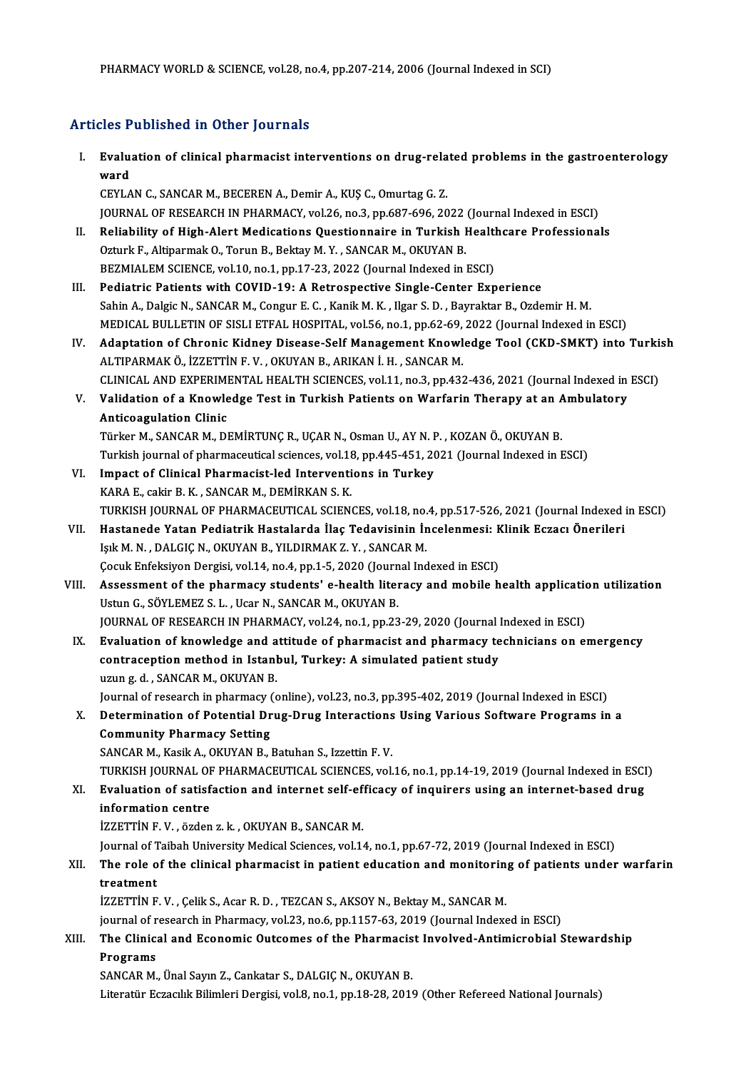PHARMACY WORLD & SCIENCE, vol.28, no.4, pp.207-214, 2006 (Journal Indexed in SCI)

## Articles Published in Other Journals

I. **Evaluation of clinical pharmacist interventions on drug-related problems in the gastroenterology ward**
   CEYLAN C., SANCAR M., BECEREN A., Demir A., KUŞ C., Omurtag G. Z.
   JOURNAL OF RESEARCH IN PHARMACY, vol.26, no.3, pp.687-696, 2022 (Journal Indexed in ESCI)

II. **Reliability of High-Alert Medications Questionnaire in Turkish Healthcare Professionals**
   Ozturk F., Altiparmak O., Torun B., Bektay M. Y. , SANCAR M., OKUYAN B.
   BEZMIALEM SCIENCE, vol.10, no.1, pp.17-23, 2022 (Journal Indexed in ESCI)

III. **Pediatric Patients with COVID-19: A Retrospective Single-Center Experience**
   Sahin A., Dalgic N., SANCAR M., Congur E. C. , Kanik M. K. , Ilgar S. D. , Bayraktar B., Ozdemir H. M.
   MEDICAL BULLETIN OF SISLI ETFAL HOSPITAL, vol.56, no.1, pp.62-69, 2022 (Journal Indexed in ESCI)

IV. **Adaptation of Chronic Kidney Disease-Self Management Knowledge Tool (CKD-SMKT) into Turkish**
   ALTIPARMAK Ö., İZZETTİN F. V. , OKUYAN B., ARIKAN İ. H. , SANCAR M.
   CLINICAL AND EXPERIMENTAL HEALTH SCIENCES, vol.11, no.3, pp.432-436, 2021 (Journal Indexed in ESCI)

V. **Validation of a Knowledge Test in Turkish Patients on Warfarin Therapy at an Ambulatory Anticoagulation Clinic**
   Türker M., SANCAR M., DEMİRTUNÇ R., UÇAR N., Osman U., AY N. P. , KOZAN Ö., OKUYAN B.
   Turkish journal of pharmaceutical sciences, vol.18, pp.445-451, 2021 (Journal Indexed in ESCI)

VI. **Impact of Clinical Pharmacist-led Interventions in Turkey**
   KARA E., cakir B. K. , SANCAR M., DEMİRKAN S. K.
   TURKISH JOURNAL OF PHARMACEUTICAL SCIENCES, vol.18, no.4, pp.517-526, 2021 (Journal Indexed in ESCI)

VII. **Hastanede Yatan Pediatrik Hastalarda İlaç Tedavisinin İncelenmesi: Klinik Eczacı Önerileri**
   Işık M. N. , DALGIÇ N., OKUYAN B., YILDIRMAK Z. Y. , SANCAR M.
   Çocuk Enfeksiyon Dergisi, vol.14, no.4, pp.1-5, 2020 (Journal Indexed in ESCI)

VIII. **Assessment of the pharmacy students' e-health literacy and mobile health application utilization**
   Ustun G., SÖYLEMEZ S. L. , Ucar N., SANCAR M., OKUYAN B.
   JOURNAL OF RESEARCH IN PHARMACY, vol.24, no.1, pp.23-29, 2020 (Journal Indexed in ESCI)

IX. **Evaluation of knowledge and attitude of pharmacist and pharmacy technicians on emergency contraception method in Istanbul, Turkey: A simulated patient study**
   uzun g. d. , SANCAR M., OKUYAN B.
   Journal of research in pharmacy (online), vol.23, no.3, pp.395-402, 2019 (Journal Indexed in ESCI)

X. **Determination of Potential Drug-Drug Interactions Using Various Software Programs in a Community Pharmacy Setting**
   SANCAR M., Kasik A., OKUYAN B., Batuhan S., Izzettin F. V.
   TURKISH JOURNAL OF PHARMACEUTICAL SCIENCES, vol.16, no.1, pp.14-19, 2019 (Journal Indexed in ESCI)

XI. **Evaluation of satisfaction and internet self-efficacy of inquirers using an internet-based drug information centre**
   İZZETTİN F. V. , özden z. k. , OKUYAN B., SANCAR M.
   Journal of Taibah University Medical Sciences, vol.14, no.1, pp.67-72, 2019 (Journal Indexed in ESCI)

XII. **The role of the clinical pharmacist in patient education and monitoring of patients under warfarin treatment**
   İZZETTİN F. V. , Çelik S., Acar R. D. , TEZCAN S., AKSOY N., Bektay M., SANCAR M.
   journal of research in Pharmacy, vol.23, no.6, pp.1157-63, 2019 (Journal Indexed in ESCI)

XIII. **The Clinical and Economic Outcomes of the Pharmacist Involved-Antimicrobial Stewardship Programs**
   SANCAR M., Ünal Sayın Z., Cankatar S., DALGIÇ N., OKUYAN B.
   Literatür Eczacılık Bilimleri Dergisi, vol.8, no.1, pp.18-28, 2019 (Other Refereed National Journals)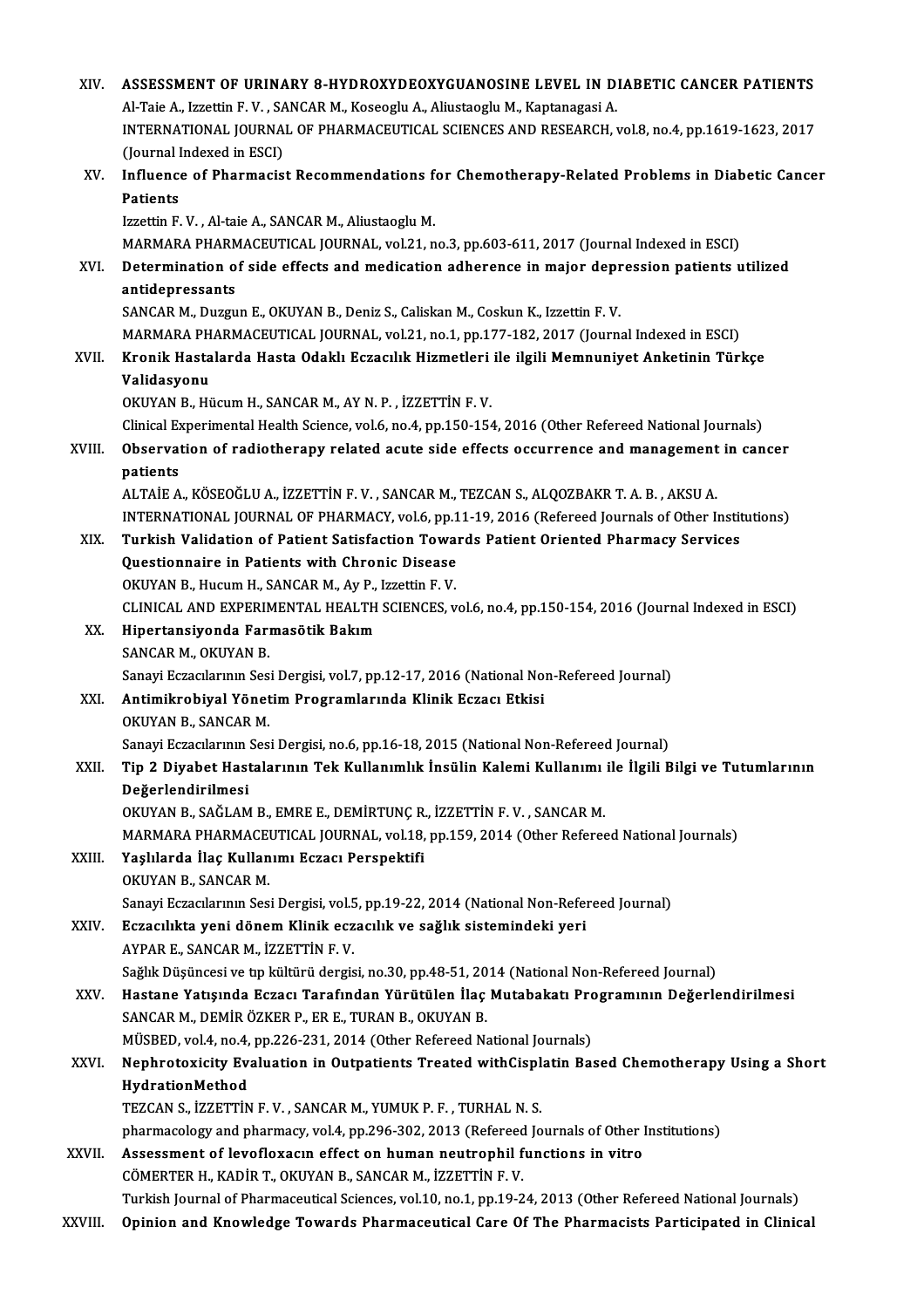XIV. **ASSESSMENT OF URINARY 8-HYDROXYDEOXYGUANOSINE LEVEL IN DIABETIC CANCER PATIENTS**
Al-Taie A., Izzettin F. V. , SANCAR M., Koseoglu A., Aliustaoglu M., Kaptanagasi A.
INTERNATIONAL JOURNAL OF PHARMACEUTICAL SCIENCES AND RESEARCH, vol.8, no.4, pp.1619-1623, 2017 (Journal Indexed in ESCI)

XV. **Influence of Pharmacist Recommendations for Chemotherapy-Related Problems in Diabetic Cancer Patients**
Izzettin F. V. , Al-taie A., SANCAR M., Aliustaoglu M.
MARMARA PHARMACEUTICAL JOURNAL, vol.21, no.3, pp.603-611, 2017 (Journal Indexed in ESCI)

XVI. **Determination of side effects and medication adherence in major depression patients utilized antidepressants**
SANCAR M., Duzgun E., OKUYAN B., Deniz S., Caliskan M., Coskun K., Izzettin F. V.
MARMARA PHARMACEUTICAL JOURNAL, vol.21, no.1, pp.177-182, 2017 (Journal Indexed in ESCI)

XVII. **Kronik Hastalarda Hasta Odaklı Eczacılık Hizmetleri ile ilgili Memnuniyet Anketinin Türkçe Validasyonu**
OKUYAN B., Hücum H., SANCAR M., AY N. P. , İZZETTİN F. V.
Clinical Experimental Health Science, vol.6, no.4, pp.150-154, 2016 (Other Refereed National Journals)

XVIII. **Observation of radiotherapy related acute side effects occurrence and management in cancer patients**
ALTAİE A., KÖSEOĞLU A., İZZETTİN F. V. , SANCAR M., TEZCAN S., ALQOZBAKR T. A. B. , AKSU A.
INTERNATIONAL JOURNAL OF PHARMACY, vol.6, pp.11-19, 2016 (Refereed Journals of Other Institutions)

XIX. **Turkish Validation of Patient Satisfaction Towards Patient Oriented Pharmacy Services Questionnaire in Patients with Chronic Disease**
OKUYAN B., Hucum H., SANCAR M., Ay P., Izzettin F. V.
CLINICAL AND EXPERIMENTAL HEALTH SCIENCES, vol.6, no.4, pp.150-154, 2016 (Journal Indexed in ESCI)

XX. **Hipertansiyonda Farmasötik Bakım**
SANCAR M., OKUYAN B.
Sanayi Eczacılarının Sesi Dergisi, vol.7, pp.12-17, 2016 (National Non-Refereed Journal)

XXI. **Antimikrobiyal Yönetim Programlarında Klinik Eczacı Etkisi**
OKUYAN B., SANCAR M.
Sanayi Eczacılarının Sesi Dergisi, no.6, pp.16-18, 2015 (National Non-Refereed Journal)

XXII. **Tip 2 Diyabet Hastalarının Tek Kullanımlık İnsülin Kalemi Kullanımı ile İlgili Bilgi ve Tutumlarının Değerlendirilmesi**
OKUYAN B., SAĞLAM B., EMRE E., DEMİRTUNÇ R., İZZETTİN F. V. , SANCAR M.
MARMARA PHARMACEUTICAL JOURNAL, vol.18, pp.159, 2014 (Other Refereed National Journals)

XXIII. **Yaşlılarda İlaç Kullanımı Eczacı Perspektifi**
OKUYAN B., SANCAR M.
Sanayi Eczacılarının Sesi Dergisi, vol.5, pp.19-22, 2014 (National Non-Refereed Journal)

XXIV. **Eczacılıkta yeni dönem Klinik eczacılık ve sağlık sistemindeki yeri**
AYPAR E., SANCAR M., İZZETTİN F. V.
Sağlık Düşüncesi ve tıp kültürü dergisi, no.30, pp.48-51, 2014 (National Non-Refereed Journal)

XXV. **Hastane Yatışında Eczacı Tarafından Yürütülen İlaç Mutabakatı Programının Değerlendirilmesi**
SANCAR M., DEMİR ÖZKER P., ER E., TURAN B., OKUYAN B.
MÜSBED, vol.4, no.4, pp.226-231, 2014 (Other Refereed National Journals)

XXVI. **Nephrotoxicity Evaluation in Outpatients Treated withCisplatin Based Chemotherapy Using a Short HydrationMethod**
TEZCAN S., İZZETTİN F. V. , SANCAR M., YUMUK P. F. , TURHAL N. S.
pharmacology and pharmacy, vol.4, pp.296-302, 2013 (Refereed Journals of Other Institutions)

XXVII. **Assessment of levofloxacın effect on human neutrophil functions in vitro**
CÖMERTER H., KADİR T., OKUYAN B., SANCAR M., İZZETTİN F. V.
Turkish Journal of Pharmaceutical Sciences, vol.10, no.1, pp.19-24, 2013 (Other Refereed National Journals)

XXVIII. **Opinion and Knowledge Towards Pharmaceutical Care Of The Pharmacists Participated in Clinical**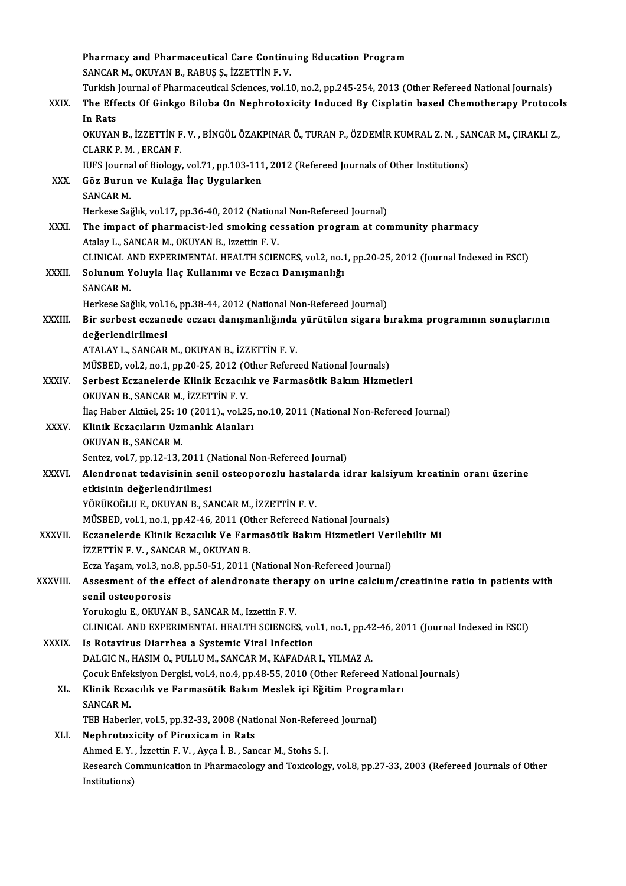**Pharmacy and Pharmaceutical Care Continuing Education Program**
SANCAR M., OKUYAN B., RABUŞ Ş., İZZETTİN F. V.
Turkish Journal of Pharmaceutical Sciences, vol.10, no.2, pp.245-254, 2013 (Other Refereed National Journals)

XXIX. **The Effects Of Ginkgo Biloba On Nephrotoxicity Induced By Cisplatin based Chemotherapy Protocols In Rats**
OKUYAN B., İZZETTİN F. V. , BİNGÖL ÖZAKPINAR Ö., TURAN P., ÖZDEMİR KUMRAL Z. N. , SANCAR M., ÇIRAKLI Z., CLARK P. M. , ERCAN F.
IUFS Journal of Biology, vol.71, pp.103-111, 2012 (Refereed Journals of Other Institutions)

XXX. **Göz Burun ve Kulağa İlaç Uygularken**
SANCAR M.
Herkese Sağlık, vol.17, pp.36-40, 2012 (National Non-Refereed Journal)

XXXI. **The impact of pharmacist-led smoking cessation program at community pharmacy**
Atalay L., SANCAR M., OKUYAN B., Izzettin F. V.
CLINICAL AND EXPERIMENTAL HEALTH SCIENCES, vol.2, no.1, pp.20-25, 2012 (Journal Indexed in ESCI)

XXXII. **Solunum Yoluyla İlaç Kullanımı ve Eczacı Danışmanlığı**
SANCAR M.
Herkese Sağlık, vol.16, pp.38-44, 2012 (National Non-Refereed Journal)

XXXIII. **Bir serbest eczanede eczacı danışmanlığında yürütülen sigara bırakma programının sonuçlarının değerlendirilmesi**
ATALAY L., SANCAR M., OKUYAN B., İZZETTİN F. V.
MÜSBED, vol.2, no.1, pp.20-25, 2012 (Other Refereed National Journals)

XXXIV. **Serbest Eczanelerde Klinik Eczacılık ve Farmasötik Bakım Hizmetleri**
OKUYAN B., SANCAR M., İZZETTİN F. V.
İlaç Haber Aktüel, 25: 10 (2011)., vol.25, no.10, 2011 (National Non-Refereed Journal)

XXXV. **Klinik Eczacıların Uzmanlık Alanları**
OKUYAN B., SANCAR M.
Sentez, vol.7, pp.12-13, 2011 (National Non-Refereed Journal)

XXXVI. **Alendronat tedavisinin senil osteoporozlu hastalarda idrar kalsiyum kreatinin oranı üzerine etkisinin değerlendirilmesi**
YÖRÜKOĞLU E., OKUYAN B., SANCAR M., İZZETTİN F. V.
MÜSBED, vol.1, no.1, pp.42-46, 2011 (Other Refereed National Journals)

XXXVII. **Eczanelerde Klinik Eczacılık Ve Farmasötik Bakım Hizmetleri Verilebilir Mi**
İZZETTİN F. V. , SANCAR M., OKUYAN B.
Ecza Yaşam, vol.3, no.8, pp.50-51, 2011 (National Non-Refereed Journal)

XXXVIII. **Assesment of the effect of alendronate therapy on urine calcium/creatinine ratio in patients with senil osteoporosis**
Yorukoglu E., OKUYAN B., SANCAR M., Izzettin F. V.
CLINICAL AND EXPERIMENTAL HEALTH SCIENCES, vol.1, no.1, pp.42-46, 2011 (Journal Indexed in ESCI)

XXXIX. **Is Rotavirus Diarrhea a Systemic Viral Infection**
DALGIC N., HASIM O., PULLU M., SANCAR M., KAFADAR I., YILMAZ A.
Çocuk Enfeksiyon Dergisi, vol.4, no.4, pp.48-55, 2010 (Other Refereed National Journals)

XL. **Klinik Eczacılık ve Farmasötik Bakım Meslek içi Eğitim Programları**
SANCAR M.
TEB Haberler, vol.5, pp.32-33, 2008 (National Non-Refereed Journal)

XLI. **Nephrotoxicity of Piroxicam in Rats**
Ahmed E. Y. , İzzettin F. V. , Ayça İ. B. , Sancar M., Stohs S. J.
Research Communication in Pharmacology and Toxicology, vol.8, pp.27-33, 2003 (Refereed Journals of Other Institutions)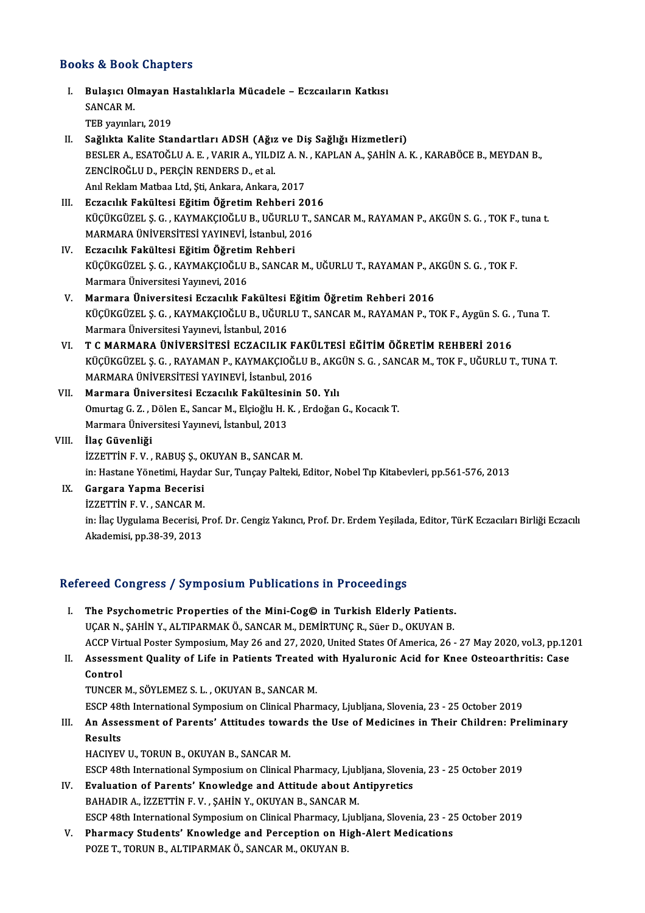## Books & Book Chapters

I. **Bulaşıcı Olmayan Hastalıklarla Mücadele – Eczcaıların Katkısı**
   SANCAR M.
   TEB yayınları, 2019

II. **Sağlıkta Kalite Standartları ADSH (Ağız ve Diş Sağlığı Hizmetleri)**
   BESLER A., ESATOĞLU A. E. , VARIR A., YILDIZ A. N. , KAPLAN A., ŞAHİN A. K. , KARABÖCE B., MEYDAN B., ZENCİROĞLU D., PERÇİN RENDERS D., et al.
   Anıl Reklam Matbaa Ltd, Şti, Ankara, Ankara, 2017

III. **Eczacılık Fakültesi Eğitim Öğretim Rehberi 2016**
   KÜÇÜKGÜZEL Ş. G. , KAYMAKÇIOĞLU B., UĞURLU T., SANCAR M., RAYAMAN P., AKGÜN S. G. , TOK F., tuna t.
   MARMARA ÜNİVERSİTESİ YAYINEVİ, İstanbul, 2016

IV. **Eczacılık Fakültesi Eğitim Öğretim Rehberi**
   KÜÇÜKGÜZEL Ş. G. , KAYMAKÇIOĞLU B., SANCAR M., UĞURLU T., RAYAMAN P., AKGÜN S. G. , TOK F.
   Marmara Üniversitesi Yayınevi, 2016

V. **Marmara Üniversitesi Eczacılık Fakültesi Eğitim Öğretim Rehberi 2016**
   KÜÇÜKGÜZEL Ş. G. , KAYMAKÇIOĞLU B., UĞURLU T., SANCAR M., RAYAMAN P., TOK F., Aygün S. G. , Tuna T.
   Marmara Üniversitesi Yayınevi, İstanbul, 2016

VI. **T C MARMARA ÜNİVERSİTESİ ECZACILIK FAKÜLTESİ EĞİTİM ÖĞRETİM REHBERİ 2016**
   KÜÇÜKGÜZEL Ş. G. , RAYAMAN P., KAYMAKÇIOĞLU B., AKGÜN S. G. , SANCAR M., TOK F., UĞURLU T., TUNA T.
   MARMARA ÜNİVERSİTESİ YAYINEVİ, İstanbul, 2016

VII. **Marmara Üniversitesi Eczacılık Fakültesinin 50. Yılı**
   Omurtag G. Z. , Dölen E., Sancar M., Elçioğlu H. K. , Erdoğan G., Kocacık T.
   Marmara Üniversitesi Yayınevi, İstanbul, 2013

VIII. **İlaç Güvenliği**
   İZZETTİN F. V. , RABUŞ Ş., OKUYAN B., SANCAR M.
   in: Hastane Yönetimi, Haydar Sur, Tunçay Palteki, Editor, Nobel Tıp Kitabevleri, pp.561-576, 2013

IX. **Gargara Yapma Becerisi**
   İZZETTİN F. V. , SANCAR M.
   in: İlaç Uygulama Becerisi, Prof. Dr. Cengiz Yakıncı, Prof. Dr. Erdem Yeşilada, Editor, TürK Eczacıları Birliği Eczacılı Akademisi, pp.38-39, 2013

## Refereed Congress / Symposium Publications in Proceedings

I. **The Psychometric Properties of the Mini-Cog© in Turkish Elderly Patients.**
   UÇAR N., ŞAHİN Y., ALTIPARMAK Ö., SANCAR M., DEMİRTUNÇ R., Süer D., OKUYAN B.
   ACCP Virtual Poster Symposium, May 26 and 27, 2020, United States Of America, 26 - 27 May 2020, vol.3, pp.1201

II. **Assessment Quality of Life in Patients Treated with Hyaluronic Acid for Knee Osteoarthritis: Case Control**
   TUNCER M., SÖYLEMEZ S. L. , OKUYAN B., SANCAR M.
   ESCP 48th International Symposium on Clinical Pharmacy, Ljubljana, Slovenia, 23 - 25 October 2019

III. **An Assessment of Parents' Attitudes towards the Use of Medicines in Their Children: Preliminary Results**
   HACIYEV U., TORUN B., OKUYAN B., SANCAR M.
   ESCP 48th International Symposium on Clinical Pharmacy, Ljubljana, Slovenia, 23 - 25 October 2019

IV. **Evaluation of Parents' Knowledge and Attitude about Antipyretics**
   BAHADIR A., İZZETTİN F. V. , ŞAHİN Y., OKUYAN B., SANCAR M.
   ESCP 48th International Symposium on Clinical Pharmacy, Ljubljana, Slovenia, 23 - 25 October 2019

V. **Pharmacy Students' Knowledge and Perception on High-Alert Medications**
   POZE T., TORUN B., ALTIPARMAK Ö., SANCAR M., OKUYAN B.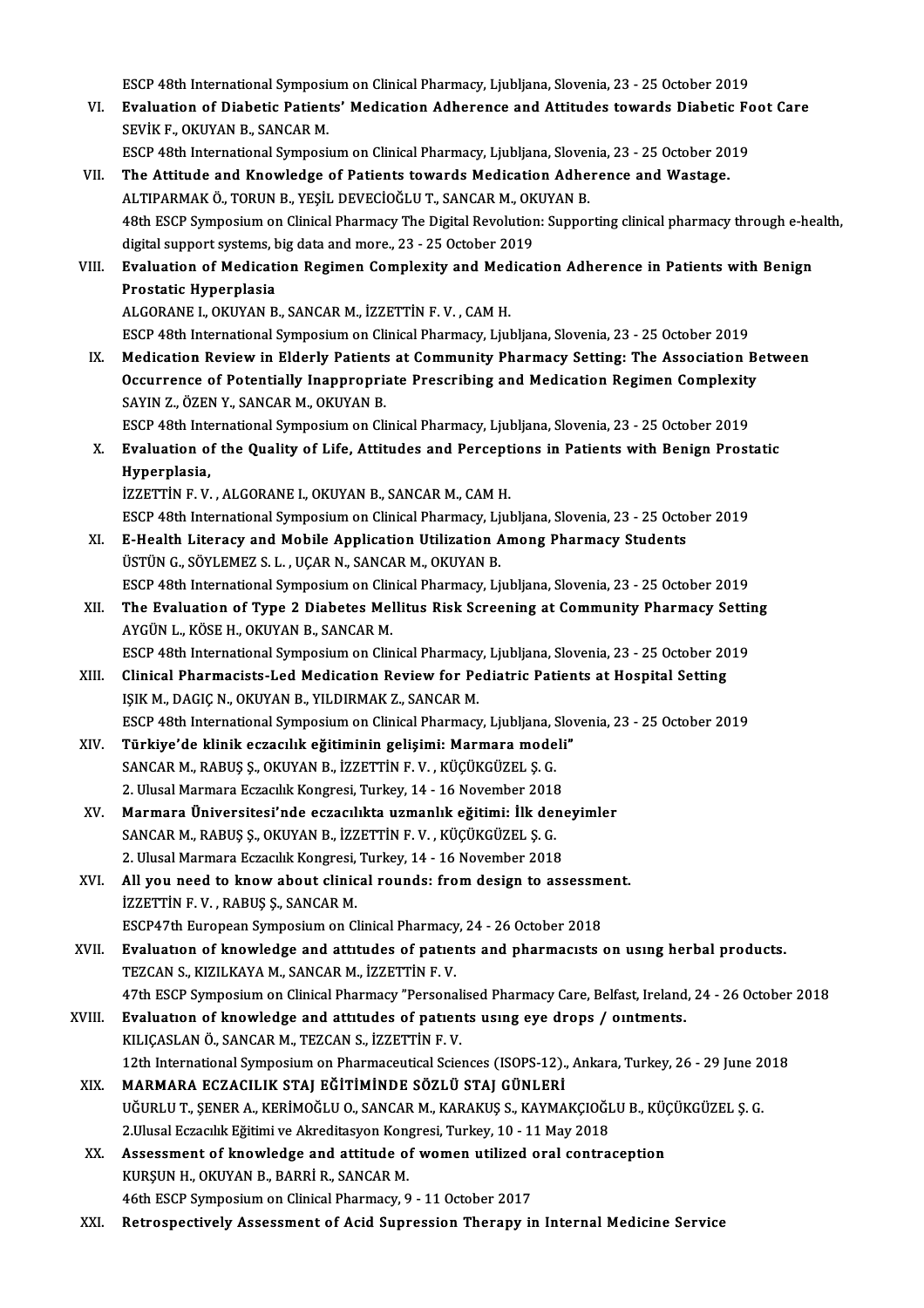ESCP 48th International Symposium on Clinical Pharmacy, Ljubljana, Slovenia, 23 - 25 October 2019

VI. **Evaluation of Diabetic Patients' Medication Adherence and Attitudes towards Diabetic Foot Care**
SEVİK F., OKUYAN B., SANCAR M.
ESCP 48th International Symposium on Clinical Pharmacy, Ljubljana, Slovenia, 23 - 25 October 2019

VII. **The Attitude and Knowledge of Patients towards Medication Adherence and Wastage.**
ALTIPARMAK Ö., TORUN B., YEŞİL DEVECİOĞLU T., SANCAR M., OKUYAN B.
48th ESCP Symposium on Clinical Pharmacy The Digital Revolution: Supporting clinical pharmacy through e-health, digital support systems, big data and more., 23 - 25 October 2019

VIII. **Evaluation of Medication Regimen Complexity and Medication Adherence in Patients with Benign Prostatic Hyperplasia**
ALGORANE I., OKUYAN B., SANCAR M., İZZETTİN F. V. , CAM H.
ESCP 48th International Symposium on Clinical Pharmacy, Ljubljana, Slovenia, 23 - 25 October 2019

IX. **Medication Review in Elderly Patients at Community Pharmacy Setting: The Association Between Occurrence of Potentially Inappropriate Prescribing and Medication Regimen Complexity**
SAYIN Z., ÖZEN Y., SANCAR M., OKUYAN B.
ESCP 48th International Symposium on Clinical Pharmacy, Ljubljana, Slovenia, 23 - 25 October 2019

X. **Evaluation of the Quality of Life, Attitudes and Perceptions in Patients with Benign Prostatic Hyperplasia,**
İZZETTİN F. V. , ALGORANE I., OKUYAN B., SANCAR M., CAM H.
ESCP 48th International Symposium on Clinical Pharmacy, Ljubljana, Slovenia, 23 - 25 October 2019

XI. **E-Health Literacy and Mobile Application Utilization Among Pharmacy Students**
ÜSTÜN G., SÖYLEMEZ S. L. , UÇAR N., SANCAR M., OKUYAN B.
ESCP 48th International Symposium on Clinical Pharmacy, Ljubljana, Slovenia, 23 - 25 October 2019

XII. **The Evaluation of Type 2 Diabetes Mellitus Risk Screening at Community Pharmacy Setting**
AYGÜN L., KÖSE H., OKUYAN B., SANCAR M.
ESCP 48th International Symposium on Clinical Pharmacy, Ljubljana, Slovenia, 23 - 25 October 2019

XIII. **Clinical Pharmacists-Led Medication Review for Pediatric Patients at Hospital Setting**
IŞIK M., DAGIÇ N., OKUYAN B., YILDIRMAK Z., SANCAR M.
ESCP 48th International Symposium on Clinical Pharmacy, Ljubljana, Slovenia, 23 - 25 October 2019

XIV. **Türkiye'de klinik eczacılık eğitiminin gelişimi: Marmara modeli"**
SANCAR M., RABUŞ Ş., OKUYAN B., İZZETTİN F. V. , KÜÇÜKGÜZEL Ş. G.
2. Ulusal Marmara Eczacılık Kongresi, Turkey, 14 - 16 November 2018

XV. **Marmara Üniversitesi'nde eczacılıkta uzmanlık eğitimi: İlk deneyimler**
SANCAR M., RABUŞ Ş., OKUYAN B., İZZETTİN F. V. , KÜÇÜKGÜZEL Ş. G.
2. Ulusal Marmara Eczacılık Kongresi, Turkey, 14 - 16 November 2018

XVI. **All you need to know about clinical rounds: from design to assessment.**
İZZETTİN F. V. , RABUŞ Ş., SANCAR M.
ESCP47th European Symposium on Clinical Pharmacy, 24 - 26 October 2018

XVII. **Evaluatıon of knowledge and attıtudes of patıents and pharmacısts on usıng herbal products.**
TEZCAN S., KIZILKAYA M., SANCAR M., İZZETTİN F. V.
47th ESCP Symposium on Clinical Pharmacy "Personalised Pharmacy Care, Belfast, Ireland, 24 - 26 October 2018

XVIII. **Evaluatıon of knowledge and attıtudes of patıents usıng eye drops / oıntments.**
KILIÇASLAN Ö., SANCAR M., TEZCAN S., İZZETTİN F. V.
12th International Symposium on Pharmaceutical Sciences (ISOPS-12)., Ankara, Turkey, 26 - 29 June 2018

XIX. **MARMARA ECZACILIK STAJ EĞİTİMİNDE SÖZLÜ STAJ GÜNLERİ**
UĞURLU T., ŞENER A., KERİMOĞLU O., SANCAR M., KARAKUŞ S., KAYMAKÇIOĞLU B., KÜÇÜKGÜZEL Ş. G.
2.Ulusal Eczacılık Eğitimi ve Akreditasyon Kongresi, Turkey, 10 - 11 May 2018

XX. **Assessment of knowledge and attitude of women utilized oral contraception**
KURŞUN H., OKUYAN B., BARRİ R., SANCAR M.
46th ESCP Symposium on Clinical Pharmacy, 9 - 11 October 2017

XXI. **Retrospectively Assessment of Acid Supression Therapy in Internal Medicine Service**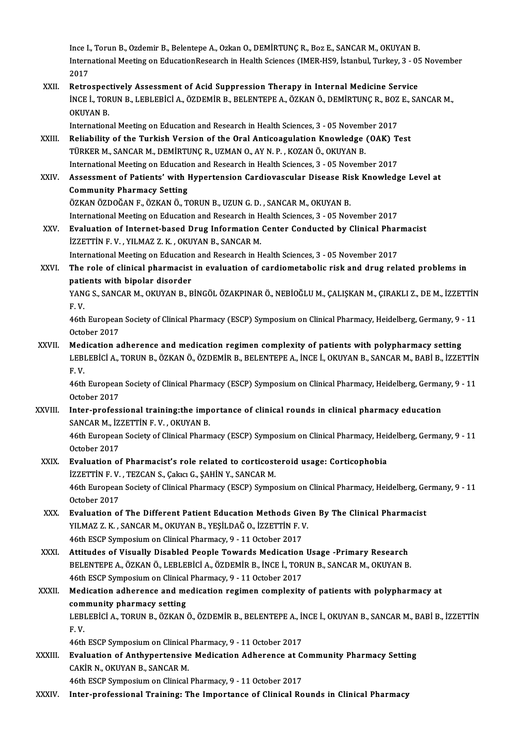Ince I., Torun B., Ozdemir B., Belentepe A., Ozkan O., DEMİRTUNÇ R., Boz E., SANCAR M., OKUYAN B.
International Meeting on EducationResearch in Health Sciences (IMER-HS9, İstanbul, Turkey, 3 - 05 November 2017

XXII. **Retrospectively Assessment of Acid Suppression Therapy in Internal Medicine Service**
İNCE İ., TORUN B., LEBLEBİCİ A., ÖZDEMİR B., BELENTEPE A., ÖZKAN Ö., DEMİRTUNÇ R., BOZ E., SANCAR M., OKUYAN B.
International Meeting on Education and Research in Health Sciences, 3 - 05 November 2017

XXIII. **Reliability of the Turkish Version of the Oral Anticoagulation Knowledge (OAK) Test**
TÜRKER M., SANCAR M., DEMİRTUNÇ R., UZMAN O., AY N. P. , KOZAN Ö., OKUYAN B.
International Meeting on Education and Research in Health Sciences, 3 - 05 November 2017

XXIV. **Assessment of Patients' with Hypertension Cardiovascular Disease Risk Knowledge Level at Community Pharmacy Setting**
ÖZKAN ÖZDOĞAN F., ÖZKAN Ö., TORUN B., UZUN G. D. , SANCAR M., OKUYAN B.
International Meeting on Education and Research in Health Sciences, 3 - 05 November 2017

XXV. **Evaluation of Internet-based Drug Information Center Conducted by Clinical Pharmacist**
İZZETTİN F. V. , YILMAZ Z. K. , OKUYAN B., SANCAR M.
International Meeting on Education and Research in Health Sciences, 3 - 05 November 2017

XXVI. **The role of clinical pharmacist in evaluation of cardiometabolic risk and drug related problems in patients with bipolar disorder**
YANG S., SANCAR M., OKUYAN B., BİNGÖL ÖZAKPINAR Ö., NEBİOĞLU M., ÇALIŞKAN M., ÇIRAKLI Z., DE M., İZZETTİN F. V.
46th European Society of Clinical Pharmacy (ESCP) Symposium on Clinical Pharmacy, Heidelberg, Germany, 9 - 11 October 2017

XXVII. **Medication adherence and medication regimen complexity of patients with polypharmacy setting**
LEBLEBİCİ A., TORUN B., ÖZKAN Ö., ÖZDEMİR B., BELENTEPE A., İNCE İ., OKUYAN B., SANCAR M., BABİ B., İZZETTİN F. V.
46th European Society of Clinical Pharmacy (ESCP) Symposium on Clinical Pharmacy, Heidelberg, Germany, 9 - 11 October 2017

XXVIII. **Inter-professional training:the importance of clinical rounds in clinical pharmacy education**
SANCAR M., İZZETTİN F. V. , OKUYAN B.
46th European Society of Clinical Pharmacy (ESCP) Symposium on Clinical Pharmacy, Heidelberg, Germany, 9 - 11 October 2017

XXIX. **Evaluation of Pharmacist's role related to corticosteroid usage: Corticophobia**
İZZETTİN F. V. , TEZCAN S., Çakıcı G., ŞAHİN Y., SANCAR M.
46th European Society of Clinical Pharmacy (ESCP) Symposium on Clinical Pharmacy, Heidelberg, Germany, 9 - 11 October 2017

XXX. **Evaluation of The Different Patient Education Methods Given By The Clinical Pharmacist**
YILMAZ Z. K. , SANCAR M., OKUYAN B., YEŞİLDAĞ O., İZZETTİN F. V.
46th ESCP Symposium on Clinical Pharmacy, 9 - 11 October 2017

XXXI. **Attitudes of Visually Disabled People Towards Medication Usage -Primary Research**
BELENTEPE A., ÖZKAN Ö., LEBLEBİCİ A., ÖZDEMİR B., İNCE İ., TORUN B., SANCAR M., OKUYAN B.
46th ESCP Symposium on Clinical Pharmacy, 9 - 11 October 2017

XXXII. **Medication adherence and medication regimen complexity of patients with polypharmacy at community pharmacy setting**
LEBLEBİCİ A., TORUN B., ÖZKAN Ö., ÖZDEMİR B., BELENTEPE A., İNCE İ., OKUYAN B., SANCAR M., BABİ B., İZZETTİN F. V.
46th ESCP Symposium on Clinical Pharmacy, 9 - 11 October 2017

XXXIII. **Evaluation of Anthypertensive Medication Adherence at Community Pharmacy Setting**
CAKİR N., OKUYAN B., SANCAR M.
46th ESCP Symposium on Clinical Pharmacy, 9 - 11 October 2017

XXXIV. **Inter-professional Training: The Importance of Clinical Rounds in Clinical Pharmacy**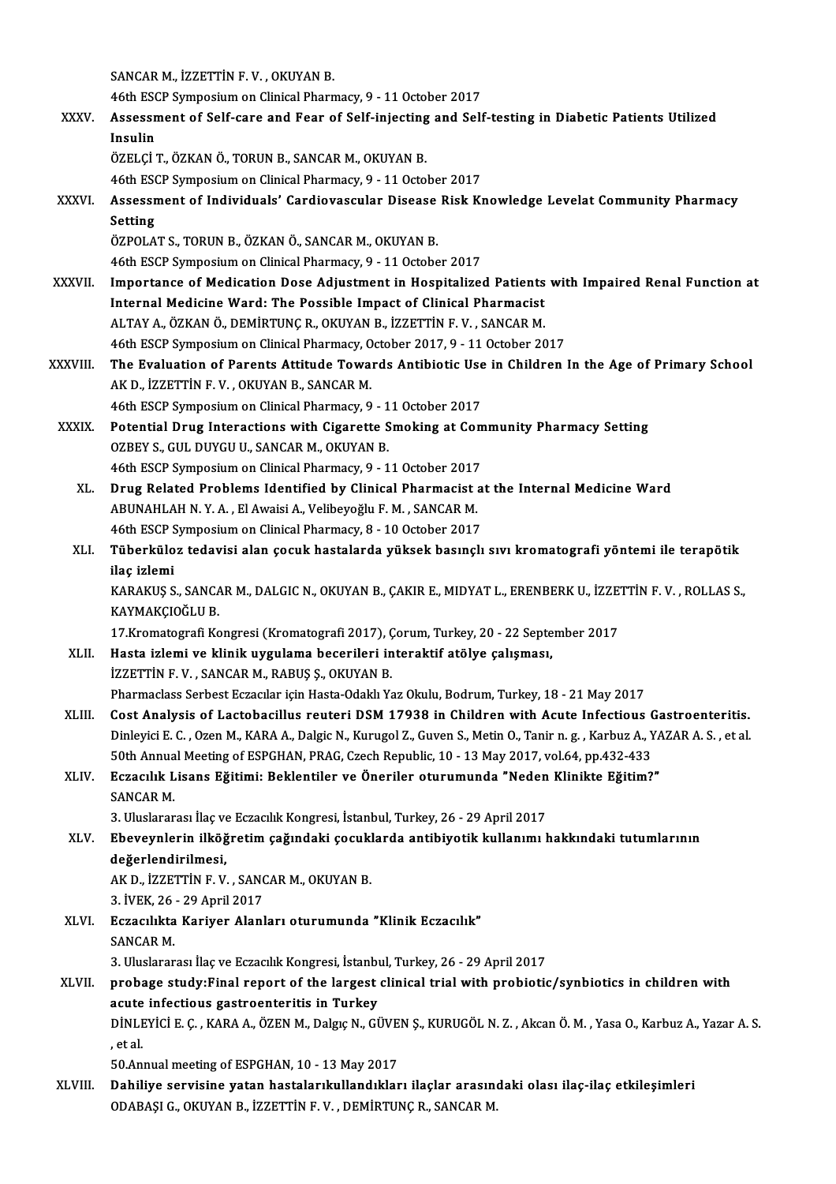SANCAR M., İZZETTİN F. V. , OKUYAN B.
46th ESCP Symposium on Clinical Pharmacy, 9 - 11 October 2017

XXXV. **Assessment of Self-care and Fear of Self-injecting and Self-testing in Diabetic Patients Utilized Insulin**
ÖZELÇİ T., ÖZKAN Ö., TORUN B., SANCAR M., OKUYAN B.
46th ESCP Symposium on Clinical Pharmacy, 9 - 11 October 2017

XXXVI. **Assessment of Individuals' Cardiovascular Disease Risk Knowledge Levelat Community Pharmacy Setting**
ÖZPOLAT S., TORUN B., ÖZKAN Ö., SANCAR M., OKUYAN B.
46th ESCP Symposium on Clinical Pharmacy, 9 - 11 October 2017

XXXVII. **Importance of Medication Dose Adjustment in Hospitalized Patients with Impaired Renal Function at Internal Medicine Ward: The Possible Impact of Clinical Pharmacist**
ALTAY A., ÖZKAN Ö., DEMİRTUNÇ R., OKUYAN B., İZZETTİN F. V. , SANCAR M.
46th ESCP Symposium on Clinical Pharmacy, October 2017, 9 - 11 October 2017

XXXVIII. **The Evaluation of Parents Attitude Towards Antibiotic Use in Children In the Age of Primary School**
AK D., İZZETTİN F. V. , OKUYAN B., SANCAR M.
46th ESCP Symposium on Clinical Pharmacy, 9 - 11 October 2017

XXXIX. **Potential Drug Interactions with Cigarette Smoking at Community Pharmacy Setting**
OZBEY S., GUL DUYGU U., SANCAR M., OKUYAN B.
46th ESCP Symposium on Clinical Pharmacy, 9 - 11 October 2017

XL. **Drug Related Problems Identified by Clinical Pharmacist at the Internal Medicine Ward**
ABUNAHLAH N. Y. A. , El Awaisi A., Velibeyoğlu F. M. , SANCAR M.
46th ESCP Symposium on Clinical Pharmacy, 8 - 10 October 2017

XLI. **Tüberküloz tedavisi alan çocuk hastalarda yüksek basınçlı sıvı kromatografi yöntemi ile terapötik ilaç izlemi**
KARAKUŞ S., SANCAR M., DALGIC N., OKUYAN B., ÇAKIR E., MIDYAT L., ERENBERK U., İZZETTİN F. V. , ROLLAS S., KAYMAKÇIOĞLU B.
17.Kromatografi Kongresi (Kromatografi 2017), Çorum, Turkey, 20 - 22 September 2017

XLII. **Hasta izlemi ve klinik uygulama becerileri interaktif atölye çalışması,**
İZZETTİN F. V. , SANCAR M., RABUŞ Ş., OKUYAN B.
Pharmaclass Serbest Eczacılar için Hasta-Odaklı Yaz Okulu, Bodrum, Turkey, 18 - 21 May 2017

XLIII. **Cost Analysis of Lactobacillus reuteri DSM 17938 in Children with Acute Infectious Gastroenteritis.**
Dinleyici E. C. , Ozen M., KARA A., Dalgic N., Kurugol Z., Guven S., Metin O., Tanir n. g. , Karbuz A., YAZAR A. S. , et al.
50th Annual Meeting of ESPGHAN, PRAG, Czech Republic, 10 - 13 May 2017, vol.64, pp.432-433

XLIV. **Eczacılık Lisans Eğitimi: Beklentiler ve Öneriler oturumunda "Neden Klinikte Eğitim?"**
SANCAR M.
3. Uluslararası İlaç ve Eczacılık Kongresi, İstanbul, Turkey, 26 - 29 April 2017

XLV. **Ebeveynlerin ilköğretim çağındaki çocuklarda antibiyotik kullanımı hakkındaki tutumlarının değerlendirilmesi,**
AK D., İZZETTİN F. V. , SANCAR M., OKUYAN B.
3. İVEK, 26 - 29 April 2017

XLVI. **Eczacılıkta Kariyer Alanları oturumunda "Klinik Eczacılık"**
SANCAR M.
3. Uluslararası İlaç ve Eczacılık Kongresi, İstanbul, Turkey, 26 - 29 April 2017

XLVII. **probage study:Final report of the largest clinical trial with probiotic/synbiotics in children with acute infectious gastroenteritis in Turkey**
DİNLEYİCİ E. Ç. , KARA A., ÖZEN M., Dalgıç N., GÜVEN Ş., KURUGÖL N. Z. , Akcan Ö. M. , Yasa O., Karbuz A., Yazar A. S. , et al.
50.Annual meeting of ESPGHAN, 10 - 13 May 2017

XLVIII. **Dahiliye servisine yatan hastalarıkullandıkları ilaçlar arasındaki olası ilaç-ilaç etkileşimleri**
ODABAŞI G., OKUYAN B., İZZETTİN F. V. , DEMİRTUNÇ R., SANCAR M.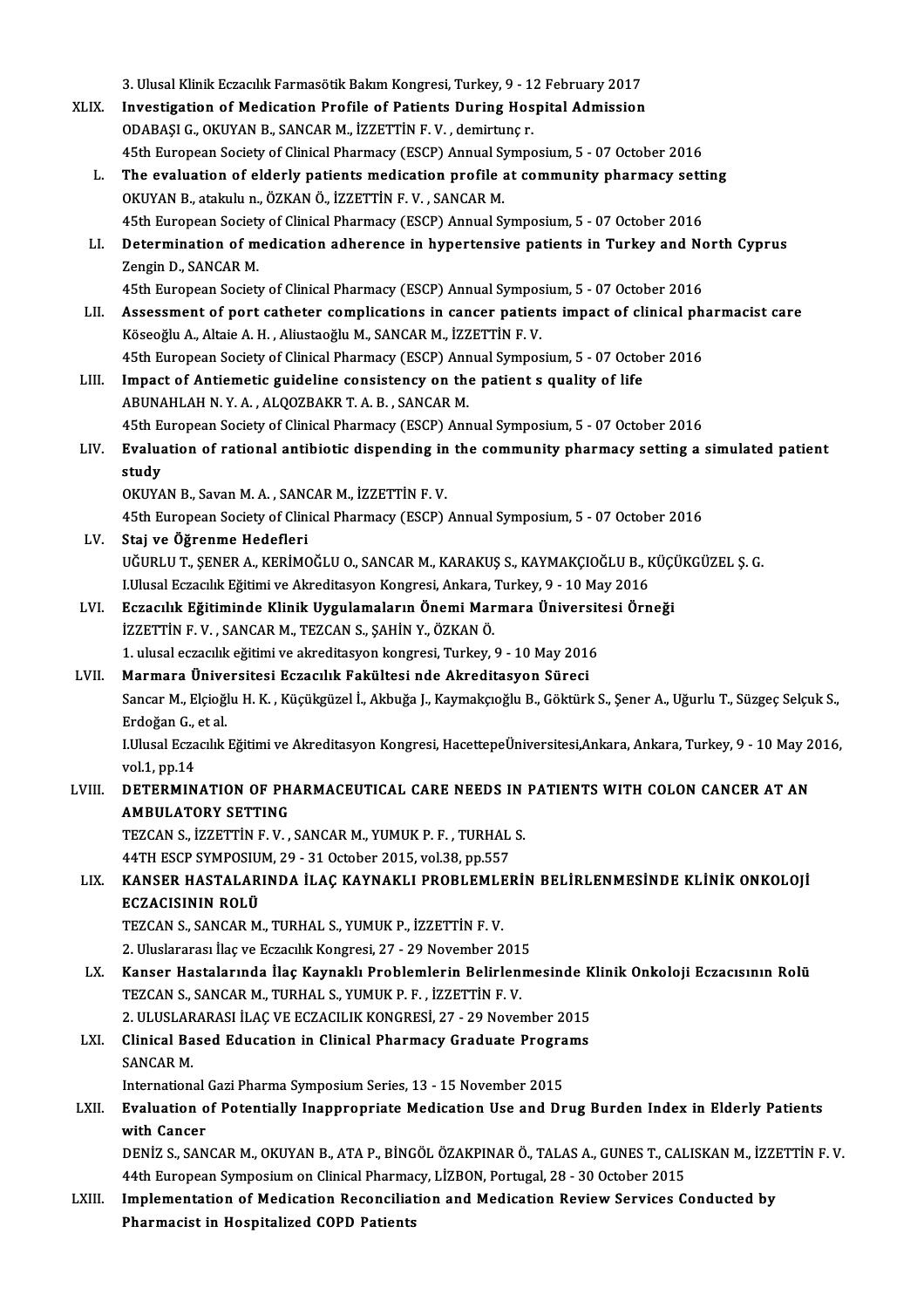3. Ulusal Klinik Eczacılık Farmasötik Bakım Kongresi, Turkey, 9 - 12 February 2017

XLIX. **Investigation of Medication Profile of Patients During Hospital Admission**
ODABAŞI G., OKUYAN B., SANCAR M., İZZETTİN F. V. , demirtunç r.
45th European Society of Clinical Pharmacy (ESCP) Annual Symposium, 5 - 07 October 2016

L. **The evaluation of elderly patients medication profile at community pharmacy setting**
OKUYAN B., atakulu n., ÖZKAN Ö., İZZETTİN F. V. , SANCAR M.
45th European Society of Clinical Pharmacy (ESCP) Annual Symposium, 5 - 07 October 2016

LI. **Determination of medication adherence in hypertensive patients in Turkey and North Cyprus**
Zengin D., SANCAR M.
45th European Society of Clinical Pharmacy (ESCP) Annual Symposium, 5 - 07 October 2016

LII. **Assessment of port catheter complications in cancer patients impact of clinical pharmacist care**
Köseoğlu A., Altaie A. H. , Aliustaoğlu M., SANCAR M., İZZETTİN F. V.
45th European Society of Clinical Pharmacy (ESCP) Annual Symposium, 5 - 07 October 2016

LIII. **Impact of Antiemetic guideline consistency on the patient s quality of life**
ABUNAHLAH N. Y. A. , ALQOZBAKR T. A. B. , SANCAR M.
45th European Society of Clinical Pharmacy (ESCP) Annual Symposium, 5 - 07 October 2016

LIV. **Evaluation of rational antibiotic dispending in the community pharmacy setting a simulated patient study**
OKUYAN B., Savan M. A. , SANCAR M., İZZETTİN F. V.
45th European Society of Clinical Pharmacy (ESCP) Annual Symposium, 5 - 07 October 2016

LV. **Staj ve Öğrenme Hedefleri**
UĞURLU T., ŞENER A., KERİMOĞLU O., SANCAR M., KARAKUŞ S., KAYMAKÇIOĞLU B., KÜÇÜKGÜZEL Ş. G.
I.Ulusal Eczacılık Eğitimi ve Akreditasyon Kongresi, Ankara, Turkey, 9 - 10 May 2016

LVI. **Eczacılık Eğitiminde Klinik Uygulamaların Önemi Marmara Üniversitesi Örneği**
İZZETTİN F. V. , SANCAR M., TEZCAN S., ŞAHİN Y., ÖZKAN Ö.
1. ulusal eczacılık eğitimi ve akreditasyon kongresi, Turkey, 9 - 10 May 2016

LVII. **Marmara Üniversitesi Eczacılık Fakültesi nde Akreditasyon Süreci**
Sancar M., Elçioğlu H. K. , Küçükgüzel İ., Akbuğa J., Kaymakçıoğlu B., Göktürk S., Şener A., Uğurlu T., Süzgeç Selçuk S., Erdoğan G., et al.
I.Ulusal Eczacılık Eğitimi ve Akreditasyon Kongresi, HacettepeÜniversitesi,Ankara, Ankara, Turkey, 9 - 10 May 2016, vol.1, pp.14

LVIII. **DETERMINATION OF PHARMACEUTICAL CARE NEEDS IN PATIENTS WITH COLON CANCER AT AN AMBULATORY SETTING**
TEZCAN S., İZZETTİN F. V. , SANCAR M., YUMUK P. F. , TURHAL S.
44TH ESCP SYMPOSIUM, 29 - 31 October 2015, vol.38, pp.557

LIX. **KANSER HASTALARINDA İLAÇ KAYNAKLI PROBLEMLERİN BELİRLENMESİNDE KLİNİK ONKOLOJİ ECZACISININ ROLÜ**
TEZCAN S., SANCAR M., TURHAL S., YUMUK P., İZZETTİN F. V.
2. Uluslararası İlaç ve Eczacılık Kongresi, 27 - 29 November 2015

LX. **Kanser Hastalarında İlaç Kaynaklı Problemlerin Belirlenmesinde Klinik Onkoloji Eczacısının Rolü**
TEZCAN S., SANCAR M., TURHAL S., YUMUK P. F. , İZZETTİN F. V.
2. ULUSLARARASI İLAÇ VE ECZACILIK KONGRESİ, 27 - 29 November 2015

LXI. **Clinical Based Education in Clinical Pharmacy Graduate Programs**
SANCAR M.
International Gazi Pharma Symposium Series, 13 - 15 November 2015

LXII. **Evaluation of Potentially Inappropriate Medication Use and Drug Burden Index in Elderly Patients with Cancer**
DENİZ S., SANCAR M., OKUYAN B., ATA P., BİNGÖL ÖZAKPINAR Ö., TALAS A., GUNES T., CALISKAN M., İZZETTİN F. V.
44th European Symposium on Clinical Pharmacy, LİZBON, Portugal, 28 - 30 October 2015

LXIII. **Implementation of Medication Reconciliation and Medication Review Services Conducted by Pharmacist in Hospitalized COPD Patients**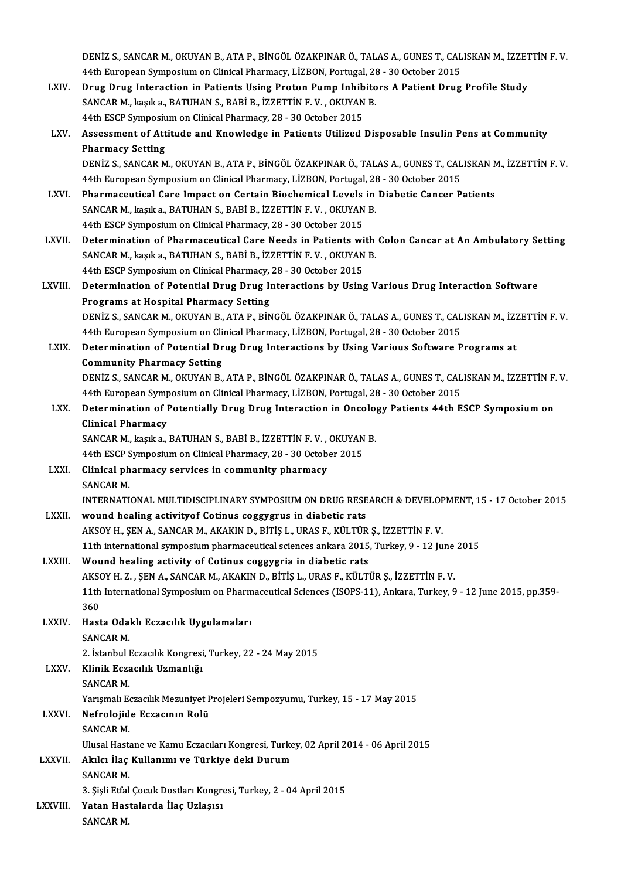DENİZ S., SANCAR M., OKUYAN B., ATA P., BİNGÖL ÖZAKPINAR Ö., TALAS A., GUNES T., CALISKAN M., İZZETTİN F. V.
44th European Symposium on Clinical Pharmacy, LİZBON, Portugal, 28 - 30 October 2015

LXIV. **Drug Drug Interaction in Patients Using Proton Pump Inhibitors A Patient Drug Profile Study**
SANCAR M., kaşık a., BATUHAN S., BABİ B., İZZETTİN F. V. , OKUYAN B.
44th ESCP Symposium on Clinical Pharmacy, 28 - 30 October 2015

LXV. **Assessment of Attitude and Knowledge in Patients Utilized Disposable Insulin Pens at Community Pharmacy Setting**
DENİZ S., SANCAR M., OKUYAN B., ATA P., BİNGÖL ÖZAKPINAR Ö., TALAS A., GUNES T., CALISKAN M., İZZETTİN F. V.
44th European Symposium on Clinical Pharmacy, LİZBON, Portugal, 28 - 30 October 2015

LXVI. **Pharmaceutical Care Impact on Certain Biochemical Levels in Diabetic Cancer Patients**
SANCAR M., kaşık a., BATUHAN S., BABİ B., İZZETTİN F. V. , OKUYAN B.
44th ESCP Symposium on Clinical Pharmacy, 28 - 30 October 2015

LXVII. **Determination of Pharmaceutical Care Needs in Patients with Colon Cancar at An Ambulatory Setting**
SANCAR M., kaşık a., BATUHAN S., BABİ B., İZZETTİN F. V. , OKUYAN B.
44th ESCP Symposium on Clinical Pharmacy, 28 - 30 October 2015

LXVIII. **Determination of Potential Drug Drug Interactions by Using Various Drug Interaction Software Programs at Hospital Pharmacy Setting**
DENİZ S., SANCAR M., OKUYAN B., ATA P., BİNGÖL ÖZAKPINAR Ö., TALAS A., GUNES T., CALISKAN M., İZZETTİN F. V.
44th European Symposium on Clinical Pharmacy, LİZBON, Portugal, 28 - 30 October 2015

LXIX. **Determination of Potential Drug Drug Interactions by Using Various Software Programs at Community Pharmacy Setting**
DENİZ S., SANCAR M., OKUYAN B., ATA P., BİNGÖL ÖZAKPINAR Ö., TALAS A., GUNES T., CALISKAN M., İZZETTİN F. V.
44th European Symposium on Clinical Pharmacy, LİZBON, Portugal, 28 - 30 October 2015

LXX. **Determination of Potentially Drug Drug Interaction in Oncology Patients 44th ESCP Symposium on Clinical Pharmacy**
SANCAR M., kaşık a., BATUHAN S., BABİ B., İZZETTİN F. V. , OKUYAN B.
44th ESCP Symposium on Clinical Pharmacy, 28 - 30 October 2015

LXXI. **Clinical pharmacy services in community pharmacy**
SANCAR M.
INTERNATIONAL MULTIDISCIPLINARY SYMPOSIUM ON DRUG RESEARCH & DEVELOPMENT, 15 - 17 October 2015

LXXII. **wound healing activityof Cotinus coggygrus in diabetic rats**
AKSOY H., ŞEN A., SANCAR M., AKAKIN D., BİTİŞ L., URAS F., KÜLTÜR Ş., İZZETTİN F. V.
11th international symposium pharmaceutical sciences ankara 2015, Turkey, 9 - 12 June 2015

LXXIII. **Wound healing activity of Cotinus coggygria in diabetic rats**
AKSOY H. Z. , ŞEN A., SANCAR M., AKAKIN D., BİTİŞ L., URAS F., KÜLTÜR Ş., İZZETTİN F. V.
11th International Symposium on Pharmaceutical Sciences (ISOPS-11), Ankara, Turkey, 9 - 12 June 2015, pp.359-360

LXXIV. **Hasta Odaklı Eczacılık Uygulamaları**
SANCAR M.
2. İstanbul Eczacılık Kongresi, Turkey, 22 - 24 May 2015

LXXV. **Klinik Eczacılık Uzmanlığı**
SANCAR M.
Yarışmalı Eczacılık Mezuniyet Projeleri Sempozyumu, Turkey, 15 - 17 May 2015

LXXVI. **Nefrolojide Eczacının Rolü**
SANCAR M.
Ulusal Hastane ve Kamu Eczacıları Kongresi, Turkey, 02 April 2014 - 06 April 2015

LXXVII. **Akılcı İlaç Kullanımı ve Türkiye deki Durum**
SANCAR M.
3. Şişli Etfal Çocuk Dostları Kongresi, Turkey, 2 - 04 April 2015

LXXVIII. **Yatan Hastalarda İlaç Uzlaşısı**
SANCAR M.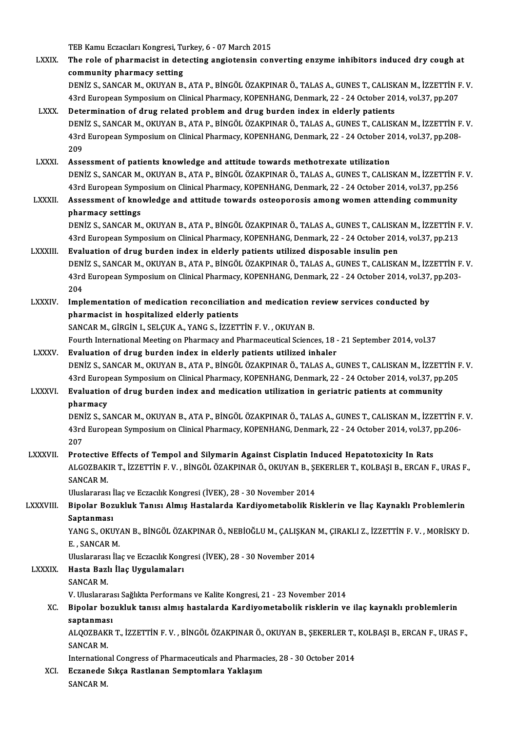TEB Kamu Eczacıları Kongresi, Turkey, 6 - 07 March 2015

LXXIX. **The role of pharmacist in detecting angiotensin converting enzyme inhibitors induced dry cough at community pharmacy setting**
DENİZ S., SANCAR M., OKUYAN B., ATA P., BİNGÖL ÖZAKPINAR Ö., TALAS A., GUNES T., CALISKAN M., İZZETTİN F. V.
43rd European Symposium on Clinical Pharmacy, KOPENHANG, Denmark, 22 - 24 October 2014, vol.37, pp.207

LXXX. **Determination of drug related problem and drug burden index in elderly patients**
DENİZ S., SANCAR M., OKUYAN B., ATA P., BİNGÖL ÖZAKPINAR Ö., TALAS A., GUNES T., CALISKAN M., İZZETTİN F. V.
43rd European Symposium on Clinical Pharmacy, KOPENHANG, Denmark, 22 - 24 October 2014, vol.37, pp.208-209

LXXXI. **Assessment of patients knowledge and attitude towards methotrexate utilization**
DENİZ S., SANCAR M., OKUYAN B., ATA P., BİNGÖL ÖZAKPINAR Ö., TALAS A., GUNES T., CALISKAN M., İZZETTİN F. V.
43rd European Symposium on Clinical Pharmacy, KOPENHANG, Denmark, 22 - 24 October 2014, vol.37, pp.256

LXXXII. **Assessment of knowledge and attitude towards osteoporosis among women attending community pharmacy settings**
DENİZ S., SANCAR M., OKUYAN B., ATA P., BİNGÖL ÖZAKPINAR Ö., TALAS A., GUNES T., CALISKAN M., İZZETTİN F. V.
43rd European Symposium on Clinical Pharmacy, KOPENHANG, Denmark, 22 - 24 October 2014, vol.37, pp.213

LXXXIII. **Evaluation of drug burden index in elderly patients utilized disposable insulin pen**
DENİZ S., SANCAR M., OKUYAN B., ATA P., BİNGÖL ÖZAKPINAR Ö., TALAS A., GUNES T., CALISKAN M., İZZETTİN F. V.
43rd European Symposium on Clinical Pharmacy, KOPENHANG, Denmark, 22 - 24 October 2014, vol.37, pp.203-204

LXXXIV. **Implementation of medication reconciliation and medication review services conducted by pharmacist in hospitalized elderly patients**
SANCAR M., GİRGİN I., SELÇUK A., YANG S., İZZETTİN F. V., OKUYAN B.
Fourth International Meeting on Pharmacy and Pharmaceutical Sciences, 18 - 21 September 2014, vol.37

LXXXV. **Evaluation of drug burden index in elderly patients utilized inhaler**
DENİZ S., SANCAR M., OKUYAN B., ATA P., BİNGÖL ÖZAKPINAR Ö., TALAS A., GUNES T., CALISKAN M., İZZETTİN F. V.
43rd European Symposium on Clinical Pharmacy, KOPENHANG, Denmark, 22 - 24 October 2014, vol.37, pp.205

LXXXVI. **Evaluation of drug burden index and medication utilization in geriatric patients at community pharmacy**
DENİZ S., SANCAR M., OKUYAN B., ATA P., BİNGÖL ÖZAKPINAR Ö., TALAS A., GUNES T., CALISKAN M., İZZETTİN F. V.
43rd European Symposium on Clinical Pharmacy, KOPENHANG, Denmark, 22 - 24 October 2014, vol.37, pp.206-207

LXXXVII. **Protective Effects of Tempol and Silymarin Against Cisplatin Induced Hepatotoxicity In Rats**
ALGOZBAKIR T., İZZETTİN F. V., BİNGÖL ÖZAKPINAR Ö., OKUYAN B., ŞEKERLER T., KOLBAŞI B., ERCAN F., URAS F., SANCAR M.
Uluslararası İlaç ve Eczacılık Kongresi (İVEK), 28 - 30 November 2014

LXXXVIII. **Bipolar Bozukluk Tanısı Almış Hastalarda Kardiyometabolik Risklerin ve İlaç Kaynaklı Problemlerin Saptanması**
YANG S., OKUYAN B., BİNGÖL ÖZAKPINAR Ö., NEBİOĞLU M., ÇALIŞKAN M., ÇIRAKLI Z., İZZETTİN F. V., MORİSKY D. E., SANCAR M.
Uluslararası İlaç ve Eczacılık Kongresi (İVEK), 28 - 30 November 2014

LXXXIX. **Hasta Bazlı İlaç Uygulamaları**
SANCAR M.
V. Uluslararası Sağlıkta Performans ve Kalite Kongresi, 21 - 23 November 2014

XC. **Bipolar bozukluk tanısı almış hastalarda Kardiyometabolik risklerin ve ilaç kaynaklı problemlerin saptanması**
ALQOZBAKR T., İZZETTİN F. V., BİNGÖL ÖZAKPINAR Ö., OKUYAN B., ŞEKERLER T., KOLBAŞI B., ERCAN F., URAS F., SANCAR M.
International Congress of Pharmaceuticals and Pharmacies, 28 - 30 October 2014

XCI. **Eczanede Sıkça Rastlanan Semptomlara Yaklaşım**
SANCAR M.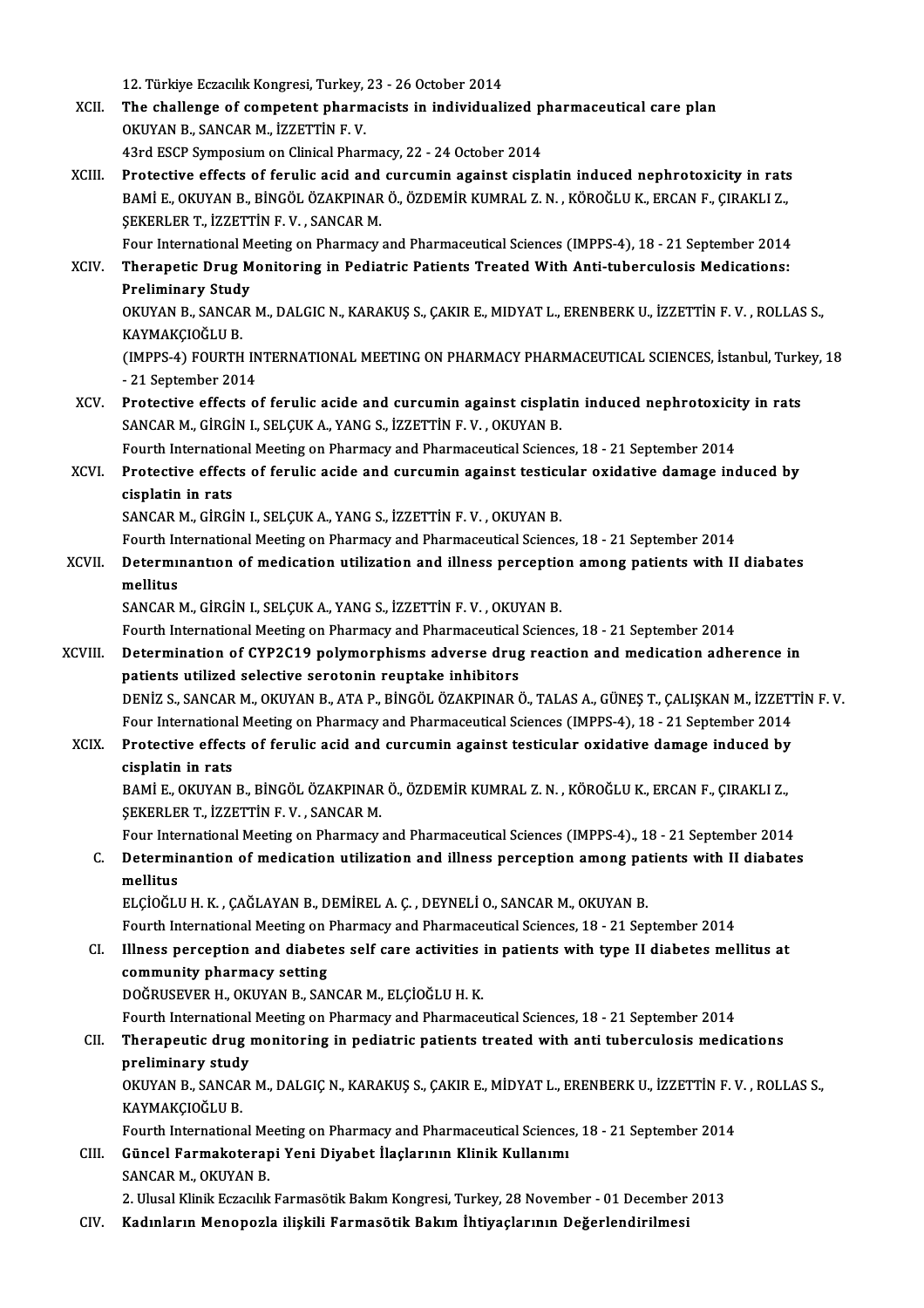12. Türkiye Eczacılık Kongresi, Turkey, 23 - 26 October 2014

XCII. **The challenge of competent pharmacists in individualized pharmaceutical care plan**
OKUYAN B., SANCAR M., İZZETTİN F. V.
43rd ESCP Symposium on Clinical Pharmacy, 22 - 24 October 2014

XCIII. **Protective effects of ferulic acid and curcumin against cisplatin induced nephrotoxicity in rats**
BAMİ E., OKUYAN B., BİNGÖL ÖZAKPINAR Ö., ÖZDEMİR KUMRAL Z. N. , KÖROĞLU K., ERCAN F., ÇIRAKLI Z., ŞEKERLER T., İZZETTİN F. V. , SANCAR M.
Four International Meeting on Pharmacy and Pharmaceutical Sciences (IMPPS-4), 18 - 21 September 2014

XCIV. **Therapetic Drug Monitoring in Pediatric Patients Treated With Anti-tuberculosis Medications: Preliminary Study**
OKUYAN B., SANCAR M., DALGIC N., KARAKUŞ S., ÇAKIR E., MIDYAT L., ERENBERK U., İZZETTİN F. V. , ROLLAS S., KAYMAKÇIOĞLU B.
(IMPPS-4) FOURTH INTERNATIONAL MEETING ON PHARMACY PHARMACEUTICAL SCIENCES, İstanbul, Turkey, 18 - 21 September 2014

XCV. **Protective effects of ferulic acide and curcumin against cisplatin induced nephrotoxicity in rats**
SANCAR M., GİRGİN I., SELÇUK A., YANG S., İZZETTİN F. V. , OKUYAN B.
Fourth International Meeting on Pharmacy and Pharmaceutical Sciences, 18 - 21 September 2014

XCVI. **Protective effects of ferulic acide and curcumin against testicular oxidative damage induced by cisplatin in rats**
SANCAR M., GİRGİN I., SELÇUK A., YANG S., İZZETTİN F. V. , OKUYAN B.
Fourth International Meeting on Pharmacy and Pharmaceutical Sciences, 18 - 21 September 2014

XCVII. **Determınantıon of medication utilization and illness perception among patients with II diabetes mellitus**
SANCAR M., GİRGİN I., SELÇUK A., YANG S., İZZETTİN F. V. , OKUYAN B.
Fourth International Meeting on Pharmacy and Pharmaceutical Sciences, 18 - 21 September 2014

XCVIII. **Determination of CYP2C19 polymorphisms adverse drug reaction and medication adherence in patients utilized selective serotonin reuptake inhibitors**
DENİZ S., SANCAR M., OKUYAN B., ATA P., BİNGÖL ÖZAKPINAR Ö., TALAS A., GÜNEŞ T., ÇALIŞKAN M., İZZETTİN F. V.
Four International Meeting on Pharmacy and Pharmaceutical Sciences (IMPPS-4), 18 - 21 September 2014

XCIX. **Protective effects of ferulic acid and curcumin against testicular oxidative damage induced by cisplatin in rats**
BAMİ E., OKUYAN B., BİNGÖL ÖZAKPINAR Ö., ÖZDEMİR KUMRAL Z. N. , KÖROĞLU K., ERCAN F., ÇIRAKLI Z., ŞEKERLER T., İZZETTİN F. V. , SANCAR M.
Four International Meeting on Pharmacy and Pharmaceutical Sciences (IMPPS-4)., 18 - 21 September 2014

C. **Determinantion of medication utilization and illness perception among patients with II diabetes mellitus**
ELÇİOĞLU H. K. , ÇAĞLAYAN B., DEMİREL A. Ç. , DEYNELİ O., SANCAR M., OKUYAN B.
Fourth International Meeting on Pharmacy and Pharmaceutical Sciences, 18 - 21 September 2014

CI. **Illness perception and diabetes self care activities in patients with type II diabetes mellitus at community pharmacy setting**
DOĞRUSEVER H., OKUYAN B., SANCAR M., ELÇİOĞLU H. K.
Fourth International Meeting on Pharmacy and Pharmaceutical Sciences, 18 - 21 September 2014

CII. **Therapeutic drug monitoring in pediatric patients treated with anti tuberculosis medications preliminary study**
OKUYAN B., SANCAR M., DALGIÇ N., KARAKUŞ S., ÇAKIR E., MİDYAT L., ERENBERK U., İZZETTİN F. V. , ROLLAS S., KAYMAKÇIOĞLU B.
Fourth International Meeting on Pharmacy and Pharmaceutical Sciences, 18 - 21 September 2014

CIII. **Güncel Farmakoterapi Yeni Diyabet İlaçlarının Klinik Kullanımı**
SANCAR M., OKUYAN B.
2. Ulusal Klinik Eczacılık Farmasötik Bakım Kongresi, Turkey, 28 November - 01 December 2013

CIV. **Kadınların Menopozla ilişkili Farmasötik Bakım İhtiyaçlarının Değerlendirilmesi**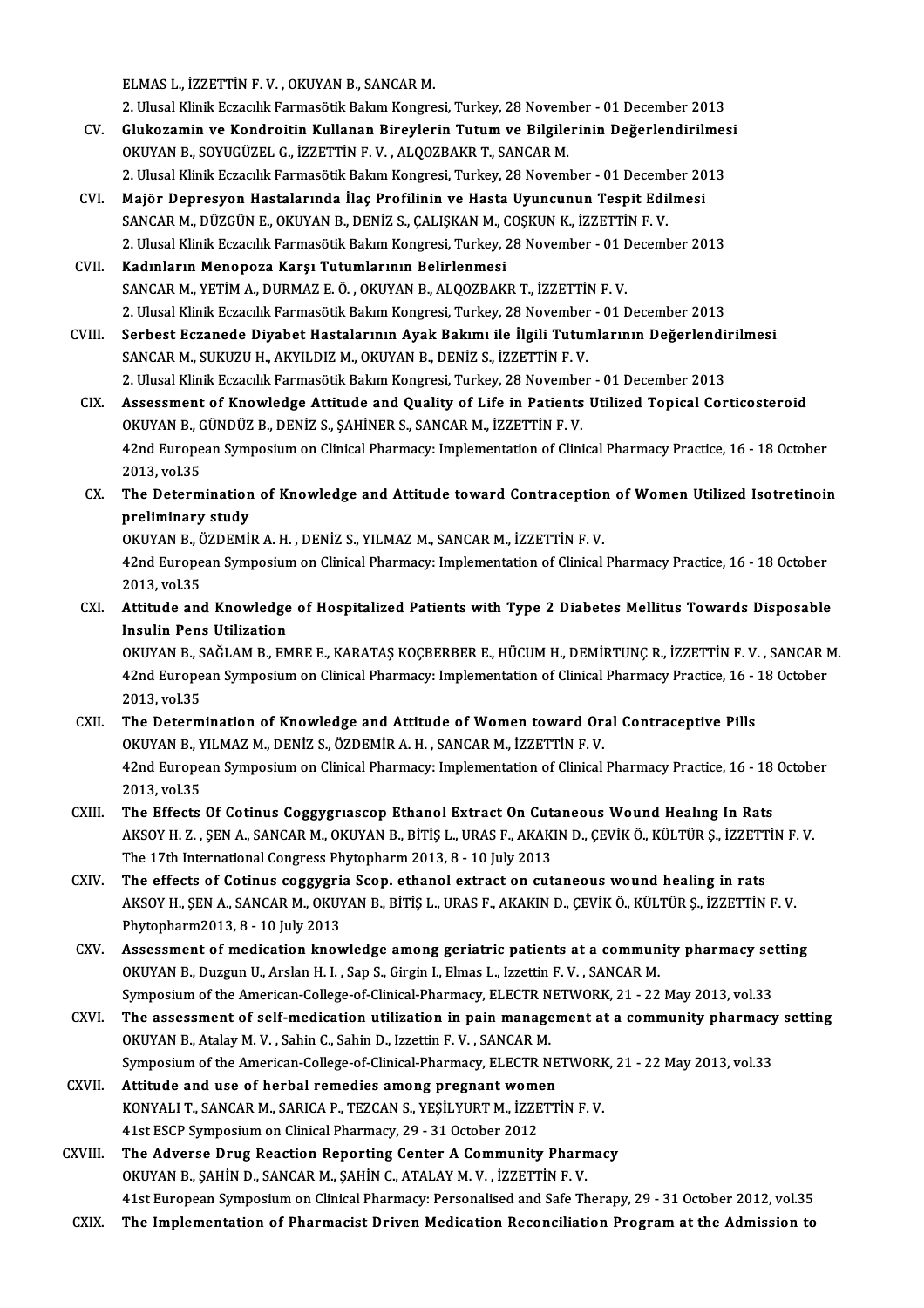ELMAS L., İZZETTİN F. V. , OKUYAN B., SANCAR M.
2. Ulusal Klinik Eczacılık Farmasötik Bakım Kongresi, Turkey, 28 November - 01 December 2013

CV. **Glukozamin ve Kondroitin Kullanan Bireylerin Tutum ve Bilgilerinin Değerlendirilmesi**
OKUYAN B., SOYUGÜZEL G., İZZETTİN F. V. , ALQOZBAKR T., SANCAR M.
2. Ulusal Klinik Eczacılık Farmasötik Bakım Kongresi, Turkey, 28 November - 01 December 2013

CVI. **Majör Depresyon Hastalarında İlaç Profilinin ve Hasta Uyuncunun Tespit Edilmesi**
SANCAR M., DÜZGÜN E., OKUYAN B., DENİZ S., ÇALIŞKAN M., COŞKUN K., İZZETTİN F. V.
2. Ulusal Klinik Eczacılık Farmasötik Bakım Kongresi, Turkey, 28 November - 01 December 2013

CVII. **Kadınların Menopoza Karşı Tutumlarının Belirlenmesi**
SANCAR M., YETİM A., DURMAZ E. Ö. , OKUYAN B., ALQOZBAKR T., İZZETTİN F. V.
2. Ulusal Klinik Eczacılık Farmasötik Bakım Kongresi, Turkey, 28 November - 01 December 2013

CVIII. **Serbest Eczanede Diyabet Hastalarının Ayak Bakımı ile İlgili Tutumlarının Değerlendirilmesi**
SANCAR M., SUKUZU H., AKYILDIZ M., OKUYAN B., DENİZ S., İZZETTİN F. V.
2. Ulusal Klinik Eczacılık Farmasötik Bakım Kongresi, Turkey, 28 November - 01 December 2013

CIX. **Assessment of Knowledge Attitude and Quality of Life in Patients Utilized Topical Corticosteroid**
OKUYAN B., GÜNDÜZ B., DENİZ S., ŞAHİNER S., SANCAR M., İZZETTİN F. V.
42nd European Symposium on Clinical Pharmacy: Implementation of Clinical Pharmacy Practice, 16 - 18 October 2013, vol.35

CX. **The Determination of Knowledge and Attitude toward Contraception of Women Utilized Isotretinoin preliminary study**
OKUYAN B., ÖZDEMİR A. H. , DENİZ S., YILMAZ M., SANCAR M., İZZETTİN F. V.
42nd European Symposium on Clinical Pharmacy: Implementation of Clinical Pharmacy Practice, 16 - 18 October 2013, vol.35

CXI. **Attitude and Knowledge of Hospitalized Patients with Type 2 Diabetes Mellitus Towards Disposable Insulin Pens Utilization**
OKUYAN B., SAĞLAM B., EMRE E., KARATAŞ KOÇBERBER E., HÜCUM H., DEMİRTUNÇ R., İZZETTİN F. V. , SANCAR M.
42nd European Symposium on Clinical Pharmacy: Implementation of Clinical Pharmacy Practice, 16 - 18 October 2013, vol.35

CXII. **The Determination of Knowledge and Attitude of Women toward Oral Contraceptive Pills**
OKUYAN B., YILMAZ M., DENİZ S., ÖZDEMİR A. H. , SANCAR M., İZZETTİN F. V.
42nd European Symposium on Clinical Pharmacy: Implementation of Clinical Pharmacy Practice, 16 - 18 October 2013, vol.35

CXIII. **The Effects Of Cotinus Coggygrıascop Ethanol Extract On Cutaneous Wound Healıng In Rats**
AKSOY H. Z. , ŞEN A., SANCAR M., OKUYAN B., BİTİŞ L., URAS F., AKAKIN D., ÇEVİK Ö., KÜLTÜR Ş., İZZETTİN F. V.
The 17th International Congress Phytopharm 2013, 8 - 10 July 2013

CXIV. **The effects of Cotinus coggygria Scop. ethanol extract on cutaneous wound healing in rats**
AKSOY H., ŞEN A., SANCAR M., OKUYAN B., BİTİŞ L., URAS F., AKAKIN D., ÇEVİK Ö., KÜLTÜR Ş., İZZETTİN F. V.
Phytopharm2013, 8 - 10 July 2013

CXV. **Assessment of medication knowledge among geriatric patients at a community pharmacy setting**
OKUYAN B., Duzgun U., Arslan H. I. , Sap S., Girgin I., Elmas L., Izzettin F. V. , SANCAR M.
Symposium of the American-College-of-Clinical-Pharmacy, ELECTR NETWORK, 21 - 22 May 2013, vol.33

CXVI. **The assessment of self-medication utilization in pain management at a community pharmacy setting**
OKUYAN B., Atalay M. V. , Sahin C., Sahin D., Izzettin F. V. , SANCAR M.
Symposium of the American-College-of-Clinical-Pharmacy, ELECTR NETWORK, 21 - 22 May 2013, vol.33

CXVII. **Attitude and use of herbal remedies among pregnant women**
KONYALI T., SANCAR M., SARICA P., TEZCAN S., YEŞİLYURT M., İZZETTİN F. V.
41st ESCP Symposium on Clinical Pharmacy, 29 - 31 October 2012

CXVIII. **The Adverse Drug Reaction Reporting Center A Community Pharmacy**
OKUYAN B., ŞAHİN D., SANCAR M., ŞAHİN C., ATALAY M. V. , İZZETTİN F. V.
41st European Symposium on Clinical Pharmacy: Personalised and Safe Therapy, 29 - 31 October 2012, vol.35

CXIX. **The Implementation of Pharmacist Driven Medication Reconciliation Program at the Admission to**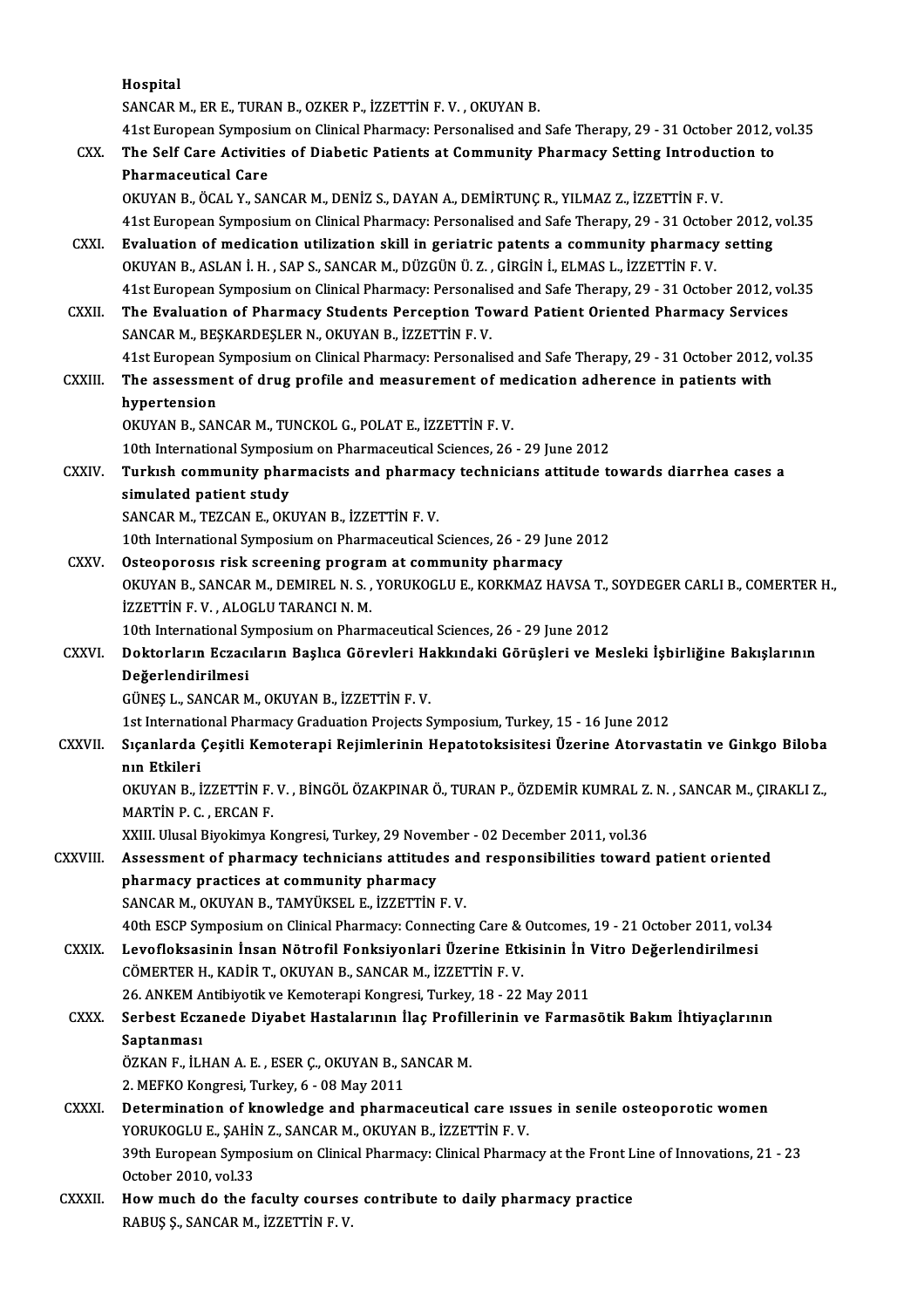Hospital
SANCAR M., ER E., TURAN B., OZKER P., İZZETTİN F. V. , OKUYAN B.
41st European Symposium on Clinical Pharmacy: Personalised and Safe Therapy, 29 - 31 October 2012, vol.35

CXX. **The Self Care Activities of Diabetic Patients at Community Pharmacy Setting Introduction to Pharmaceutical Care**
OKUYAN B., ÖCAL Y., SANCAR M., DENİZ S., DAYAN A., DEMİRTUNÇ R., YILMAZ Z., İZZETTİN F. V.
41st European Symposium on Clinical Pharmacy: Personalised and Safe Therapy, 29 - 31 October 2012, vol.35

CXXI. **Evaluation of medication utilization skill in geriatric patents a community pharmacy setting**
OKUYAN B., ASLAN İ. H. , SAP S., SANCAR M., DÜZGÜN Ü. Z. , GİRGİN İ., ELMAS L., İZZETTİN F. V.
41st European Symposium on Clinical Pharmacy: Personalised and Safe Therapy, 29 - 31 October 2012, vol.35

CXXII. **The Evaluation of Pharmacy Students Perception Toward Patient Oriented Pharmacy Services**
SANCAR M., BEŞKARDEŞLER N., OKUYAN B., İZZETTİN F. V.
41st European Symposium on Clinical Pharmacy: Personalised and Safe Therapy, 29 - 31 October 2012, vol.35

CXXIII. **The assessment of drug profile and measurement of medication adherence in patients with hypertension**
OKUYAN B., SANCAR M., TUNCKOL G., POLAT E., İZZETTİN F. V.
10th International Symposium on Pharmaceutical Sciences, 26 - 29 June 2012

CXXIV. **Turkısh community pharmacists and pharmacy technicians attitude towards diarrhea cases a simulated patient study**
SANCAR M., TEZCAN E., OKUYAN B., İZZETTİN F. V.
10th International Symposium on Pharmaceutical Sciences, 26 - 29 June 2012

CXXV. **Osteoporosıs risk screening program at community pharmacy**
OKUYAN B., SANCAR M., DEMIREL N. S. , YORUKOGLU E., KORKMAZ HAVSA T., SOYDEGER CARLI B., COMERTER H., İZZETTİN F. V. , ALOGLU TARANCI N. M.
10th International Symposium on Pharmaceutical Sciences, 26 - 29 June 2012

CXXVI. **Doktorların Eczacıların Başlıca Görevleri Hakkındaki Görüşleri ve Mesleki İşbirliğine Bakışlarının Değerlendirilmesi**
GÜNEŞ L., SANCAR M., OKUYAN B., İZZETTİN F. V.
1st International Pharmacy Graduation Projects Symposium, Turkey, 15 - 16 June 2012

CXXVII. **Sıçanlarda Çeşitli Kemoterapi Rejimlerinin Hepatotoksisitesi Üzerine Atorvastatin ve Ginkgo Biloba nın Etkileri**
OKUYAN B., İZZETTİN F. V. , BİNGÖL ÖZAKPINAR Ö., TURAN P., ÖZDEMİR KUMRAL Z. N. , SANCAR M., ÇIRAKLI Z., MARTİN P. C. , ERCAN F.
XXIII. Ulusal Biyokimya Kongresi, Turkey, 29 November - 02 December 2011, vol.36

CXXVIII. **Assessment of pharmacy technicians attitudes and responsibilities toward patient oriented pharmacy practices at community pharmacy**
SANCAR M., OKUYAN B., TAMYÜKSEL E., İZZETTİN F. V.
40th ESCP Symposium on Clinical Pharmacy: Connecting Care & Outcomes, 19 - 21 October 2011, vol.34

CXXIX. **Levofloksasinin İnsan Nötrofil Fonksiyonlari Üzerine Etkisinin İn Vitro Değerlendirilmesi**
CÖMERTER H., KADİR T., OKUYAN B., SANCAR M., İZZETTİN F. V.
26. ANKEM Antibiyotik ve Kemoterapi Kongresi, Turkey, 18 - 22 May 2011

CXXX. **Serbest Eczanede Diyabet Hastalarının İlaç Profillerinin ve Farmasötik Bakım İhtiyaçlarının Saptanması**
ÖZKAN F., İLHAN A. E. , ESER Ç., OKUYAN B., SANCAR M.
2. MEFKO Kongresi, Turkey, 6 - 08 May 2011

CXXXI. **Determination of knowledge and pharmaceutical care ıssues in senile osteoporotic women**
YORUKOGLU E., ŞAHİN Z., SANCAR M., OKUYAN B., İZZETTİN F. V.
39th European Symposium on Clinical Pharmacy: Clinical Pharmacy at the Front Line of Innovations, 21 - 23 October 2010, vol.33

CXXXII. **How much do the faculty courses contribute to daily pharmacy practice**
RABUŞ Ş., SANCAR M., İZZETTİN F. V.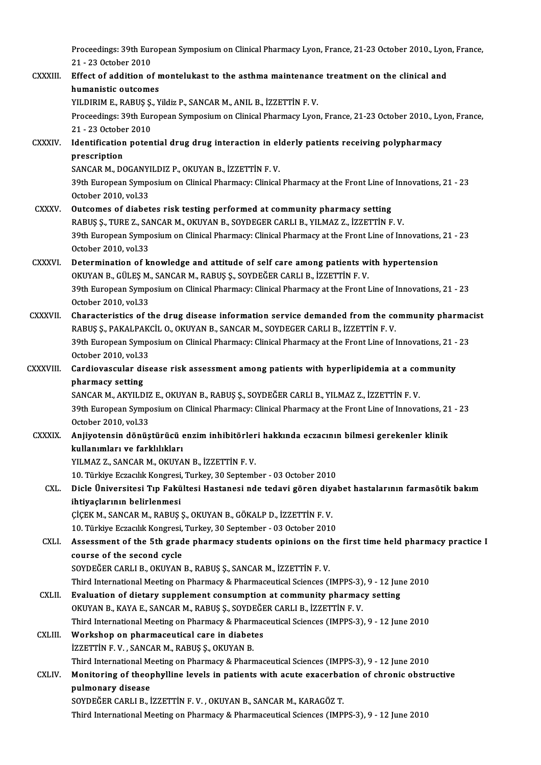Proceedings: 39th European Symposium on Clinical Pharmacy Lyon, France, 21-23 October 2010., Lyon, France, 21 - 23 October 2010

CXXXIII. **Effect of addition of montelukast to the asthma maintenance treatment on the clinical and humanistic outcomes**
YILDIRIM E., RABUŞ Ş., Yildiz P., SANCAR M., ANIL B., İZZETTİN F. V.
Proceedings: 39th European Symposium on Clinical Pharmacy Lyon, France, 21-23 October 2010., Lyon, France, 21 - 23 October 2010

CXXXIV. **Identification potential drug drug interaction in elderly patients receiving polypharmacy prescription**
SANCAR M., DOGANYILDIZ P., OKUYAN B., İZZETTİN F. V.
39th European Symposium on Clinical Pharmacy: Clinical Pharmacy at the Front Line of Innovations, 21 - 23 October 2010, vol.33

CXXXV. **Outcomes of diabetes risk testing performed at community pharmacy setting**
RABUŞ Ş., TURE Z., SANCAR M., OKUYAN B., SOYDEGER CARLI B., YILMAZ Z., İZZETTİN F. V.
39th European Symposium on Clinical Pharmacy: Clinical Pharmacy at the Front Line of Innovations, 21 - 23 October 2010, vol.33

CXXXVI. **Determination of knowledge and attitude of self care among patients with hypertension**
OKUYAN B., GÜLEŞ M., SANCAR M., RABUŞ Ş., SOYDEĞER CARLI B., İZZETTİN F. V.
39th European Symposium on Clinical Pharmacy: Clinical Pharmacy at the Front Line of Innovations, 21 - 23 October 2010, vol.33

CXXXVII. **Characteristics of the drug disease information service demanded from the community pharmacist**
RABUŞ Ş., PAKALPAKCİL O., OKUYAN B., SANCAR M., SOYDEGER CARLI B., İZZETTİN F. V.
39th European Symposium on Clinical Pharmacy: Clinical Pharmacy at the Front Line of Innovations, 21 - 23 October 2010, vol.33

CXXXVIII. **Cardiovascular disease risk assessment among patients with hyperlipidemia at a community pharmacy setting**
SANCAR M., AKYILDIZ E., OKUYAN B., RABUŞ Ş., SOYDEĞER CARLI B., YILMAZ Z., İZZETTİN F. V.
39th European Symposium on Clinical Pharmacy: Clinical Pharmacy at the Front Line of Innovations, 21 - 23 October 2010, vol.33

CXXXIX. **Anjiyotensin dönüştürücü enzim inhibitörleri hakkında eczacının bilmesi gerekenler klinik kullanımları ve farklılıkları**
YILMAZ Z., SANCAR M., OKUYAN B., İZZETTİN F. V.
10. Türkiye Eczacılık Kongresi, Turkey, 30 September - 03 October 2010

CXL. **Dicle Üniversitesi Tıp Fakültesi Hastanesi nde tedavi gören diyabet hastalarının farmasötik bakım ihtiyaçlarının belirlenmesi**
ÇİÇEK M., SANCAR M., RABUŞ Ş., OKUYAN B., GÖKALP D., İZZETTİN F. V.
10. Türkiye Eczacılık Kongresi, Turkey, 30 September - 03 October 2010

CXLI. **Assessment of the 5th grade pharmacy students opinions on the first time held pharmacy practice I course of the second cycle**
SOYDEĞER CARLI B., OKUYAN B., RABUŞ Ş., SANCAR M., İZZETTİN F. V.
Third International Meeting on Pharmacy & Pharmaceutical Sciences (IMPPS-3), 9 - 12 June 2010

CXLII. **Evaluation of dietary supplement consumption at community pharmacy setting**
OKUYAN B., KAYA E., SANCAR M., RABUŞ Ş., SOYDEĞER CARLI B., İZZETTİN F. V.
Third International Meeting on Pharmacy & Pharmaceutical Sciences (IMPPS-3), 9 - 12 June 2010

CXLIII. **Workshop on pharmaceutical care in diabetes**
İZZETTİN F. V. , SANCAR M., RABUŞ Ş., OKUYAN B.
Third International Meeting on Pharmacy & Pharmaceutical Sciences (IMPPS-3), 9 - 12 June 2010

CXLIV. **Monitoring of theophylline levels in patients with acute exacerbation of chronic obstructive pulmonary disease**
SOYDEĞER CARLI B., İZZETTİN F. V. , OKUYAN B., SANCAR M., KARAGÖZ T.
Third International Meeting on Pharmacy & Pharmaceutical Sciences (IMPPS-3), 9 - 12 June 2010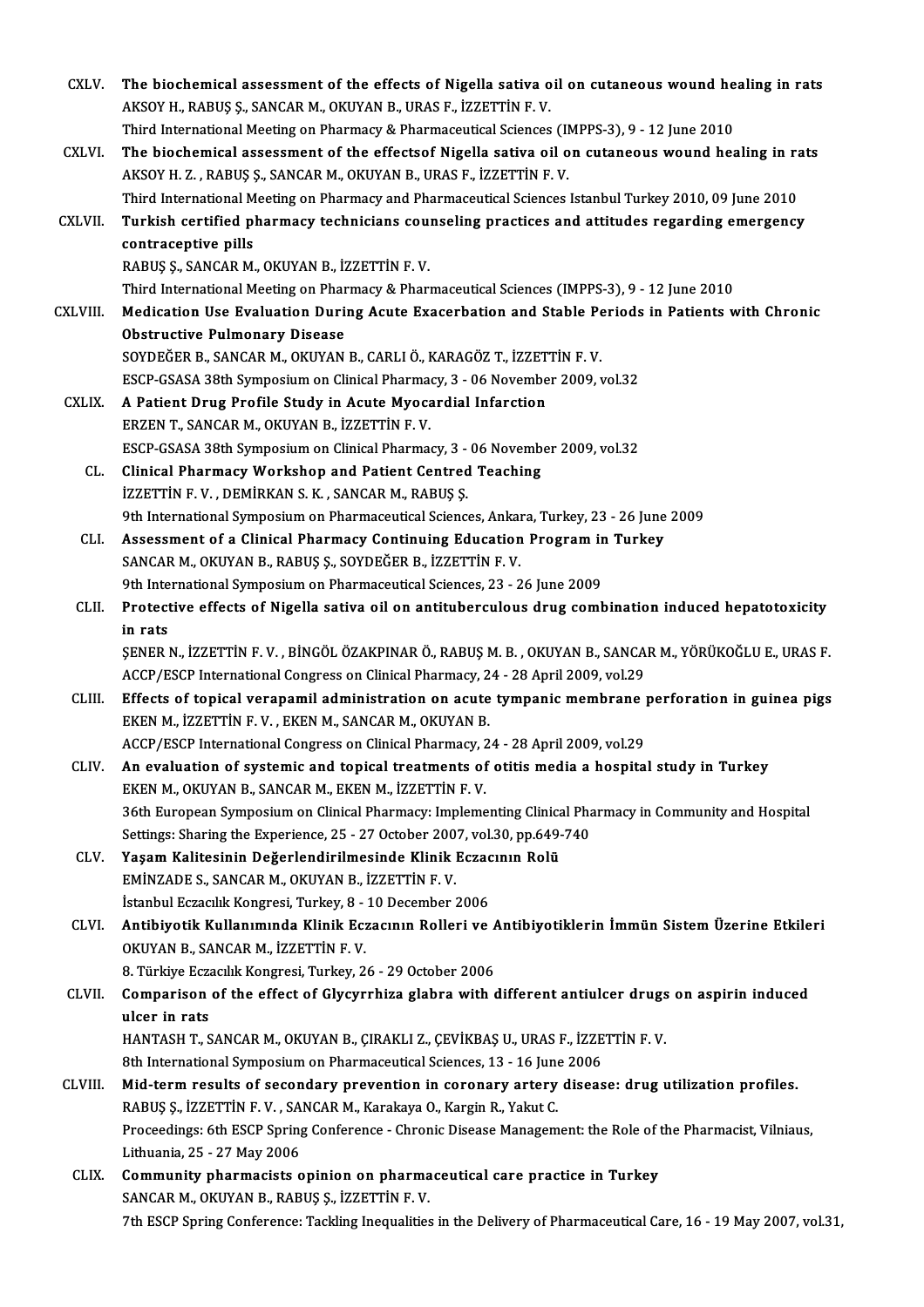CXLV. **The biochemical assessment of the effects of Nigella sativa oil on cutaneous wound healing in rats**
AKSOY H., RABUŞ Ş., SANCAR M., OKUYAN B., URAS F., İZZETTİN F. V.
Third International Meeting on Pharmacy & Pharmaceutical Sciences (IMPPS-3), 9 - 12 June 2010

CXLVI. **The biochemical assessment of the effectsof Nigella sativa oil on cutaneous wound healing in rats**
AKSOY H. Z. , RABUŞ Ş., SANCAR M., OKUYAN B., URAS F., İZZETTİN F. V.
Third International Meeting on Pharmacy and Pharmaceutical Sciences Istanbul Turkey 2010, 09 June 2010

CXLVII. **Turkish certified pharmacy technicians counseling practices and attitudes regarding emergency contraceptive pills**
RABUŞ Ş., SANCAR M., OKUYAN B., İZZETTİN F. V.
Third International Meeting on Pharmacy & Pharmaceutical Sciences (IMPPS-3), 9 - 12 June 2010

CXLVIII. **Medication Use Evaluation During Acute Exacerbation and Stable Periods in Patients with Chronic Obstructive Pulmonary Disease**
SOYDEĞER B., SANCAR M., OKUYAN B., CARLI Ö., KARAGÖZ T., İZZETTİN F. V.
ESCP-GSASA 38th Symposium on Clinical Pharmacy, 3 - 06 November 2009, vol.32

CXLIX. **A Patient Drug Profile Study in Acute Myocardial Infarction**
ERZEN T., SANCAR M., OKUYAN B., İZZETTİN F. V.
ESCP-GSASA 38th Symposium on Clinical Pharmacy, 3 - 06 November 2009, vol.32

CL. **Clinical Pharmacy Workshop and Patient Centred Teaching**
İZZETTİN F. V. , DEMİRKAN S. K. , SANCAR M., RABUŞ Ş.
9th International Symposium on Pharmaceutical Sciences, Ankara, Turkey, 23 - 26 June 2009

CLI. **Assessment of a Clinical Pharmacy Continuing Education Program in Turkey**
SANCAR M., OKUYAN B., RABUŞ Ş., SOYDEĞER B., İZZETTİN F. V.
9th International Symposium on Pharmaceutical Sciences, 23 - 26 June 2009

CLII. **Protective effects of Nigella sativa oil on antituberculous drug combination induced hepatotoxicity in rats**
ŞENER N., İZZETTİN F. V. , BİNGÖL ÖZAKPINAR Ö., RABUŞ M. B. , OKUYAN B., SANCAR M., YÖRÜKOĞLU E., URAS F.
ACCP/ESCP International Congress on Clinical Pharmacy, 24 - 28 April 2009, vol.29

CLIII. **Effects of topical verapamil administration on acute tympanic membrane perforation in guinea pigs**
EKEN M., İZZETTİN F. V. , EKEN M., SANCAR M., OKUYAN B.
ACCP/ESCP International Congress on Clinical Pharmacy, 24 - 28 April 2009, vol.29

CLIV. **An evaluation of systemic and topical treatments of otitis media a hospital study in Turkey**
EKEN M., OKUYAN B., SANCAR M., EKEN M., İZZETTİN F. V.
36th European Symposium on Clinical Pharmacy: Implementing Clinical Pharmacy in Community and Hospital Settings: Sharing the Experience, 25 - 27 October 2007, vol.30, pp.649-740

CLV. **Yaşam Kalitesinin Değerlendirilmesinde Klinik Eczacının Rolü**
EMİNZADE S., SANCAR M., OKUYAN B., İZZETTİN F. V.
İstanbul Eczacılık Kongresi, Turkey, 8 - 10 December 2006

CLVI. **Antibiyotik Kullanımında Klinik Eczacının Rolleri ve Antibiyotiklerin İmmün Sistem Üzerine Etkileri**
OKUYAN B., SANCAR M., İZZETTİN F. V.
8. Türkiye Eczacılık Kongresi, Turkey, 26 - 29 October 2006

CLVII. **Comparison of the effect of Glycyrrhiza glabra with different antiulcer drugs on aspirin induced ulcer in rats**
HANTASH T., SANCAR M., OKUYAN B., ÇIRAKLI Z., ÇEVİKBAŞ U., URAS F., İZZETTİN F. V.
8th International Symposium on Pharmaceutical Sciences, 13 - 16 June 2006

CLVIII. **Mid-term results of secondary prevention in coronary artery disease: drug utilization profiles.**
RABUŞ Ş., İZZETTİN F. V. , SANCAR M., Karakaya O., Kargin R., Yakut C.
Proceedings: 6th ESCP Spring Conference - Chronic Disease Management: the Role of the Pharmacist, Vilniaus, Lithuania, 25 - 27 May 2006

CLIX. **Community pharmacists opinion on pharmaceutical care practice in Turkey**
SANCAR M., OKUYAN B., RABUŞ Ş., İZZETTİN F. V.
7th ESCP Spring Conference: Tackling Inequalities in the Delivery of Pharmaceutical Care, 16 - 19 May 2007, vol.31,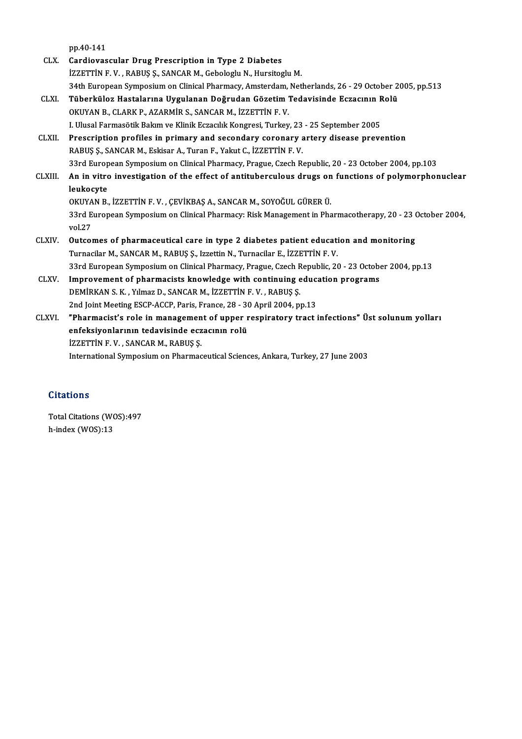pp.40-141

CLX. **Cardiovascular Drug Prescription in Type 2 Diabetes**
İZZETTİN F. V. , RABUŞ Ş., SANCAR M., Gebologlu N., Hursitoglu M.
34th European Symposium on Clinical Pharmacy, Amsterdam, Netherlands, 26 - 29 October 2005, pp.513

CLXI. **Tüberküloz Hastalarına Uygulanan Doğrudan Gözetim Tedavisinde Eczacının Rolü**
OKUYAN B., CLARK P., AZARMİR S., SANCAR M., İZZETTİN F. V.
I. Ulusal Farmasötik Bakım ve Klinik Eczacılık Kongresi, Turkey, 23 - 25 September 2005

CLXII. **Prescription profiles in primary and secondary coronary artery disease prevention**
RABUŞ Ş., SANCAR M., Eskisar A., Turan F., Yakut C., İZZETTİN F. V.
33rd European Symposium on Clinical Pharmacy, Prague, Czech Republic, 20 - 23 October 2004, pp.103

CLXIII. **An in vitro investigation of the effect of antituberculous drugs on functions of polymorphonuclear leukocyte**
OKUYAN B., İZZETTİN F. V. , ÇEVİKBAŞ A., SANCAR M., SOYOĞUL GÜRER Ü.
33rd European Symposium on Clinical Pharmacy: Risk Management in Pharmacotherapy, 20 - 23 October 2004, vol.27

CLXIV. **Outcomes of pharmaceutical care in type 2 diabetes patient education and monitoring**
Turnacilar M., SANCAR M., RABUŞ Ş., Izzettin N., Turnacilar E., İZZETTİN F. V.
33rd European Symposium on Clinical Pharmacy, Prague, Czech Republic, 20 - 23 October 2004, pp.13

CLXV. **Improvement of pharmacists knowledge with continuing education programs**
DEMİRKAN S. K. , Yılmaz D., SANCAR M., İZZETTİN F. V. , RABUŞ Ş.
2nd Joint Meeting ESCP-ACCP, Paris, France, 28 - 30 April 2004, pp.13

CLXVI. **"Pharmacist's role in management of upper respiratory tract infections" Üst solunum yolları enfeksiyonlarının tedavisinde eczacının rolü**
İZZETTİN F. V. , SANCAR M., RABUŞ Ş.
International Symposium on Pharmaceutical Sciences, Ankara, Turkey, 27 June 2003

## Citations

Total Citations (WOS):497
h-index (WOS):13